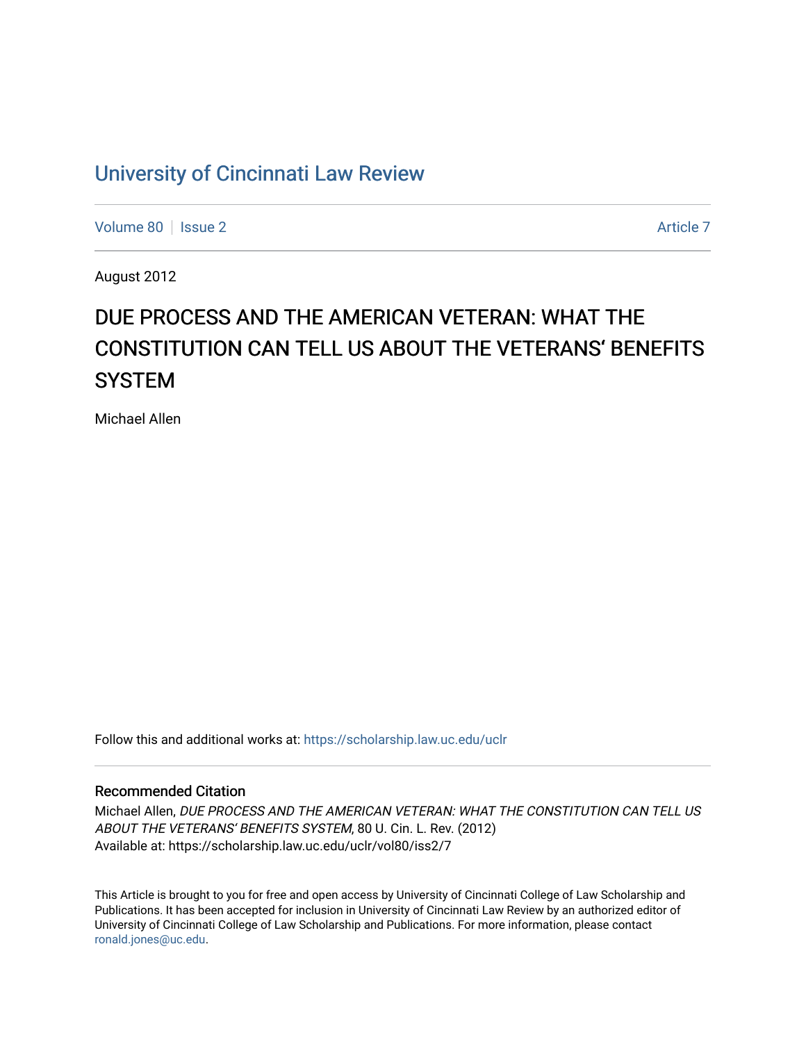# University of Cincinnati Law Review

Volume 80 | Issue 2 | Article 7

August 2012

## DUE PROCESS AND THE AMERICAN VETERAN: WHAT THE CONSTITUTION CAN TELL US ABOUT THE VETERANS' BENEFITS SYSTEM

Michael Allen

Follow this and additional works at: https://scholarship.law.uc.edu/uclr

### Recommended Citation

Michael Allen, *DUE PROCESS AND THE AMERICAN VETERAN: WHAT THE CONSTITUTION CAN TELL US ABOUT THE VETERANS' BENEFITS SYSTEM*, 80 U. Cin. L. Rev. (2012)
Available at: https://scholarship.law.uc.edu/uclr/vol80/iss2/7

This Article is brought to you for free and open access by University of Cincinnati College of Law Scholarship and Publications. It has been accepted for inclusion in University of Cincinnati Law Review by an authorized editor of University of Cincinnati College of Law Scholarship and Publications. For more information, please contact ronald.jones@uc.edu.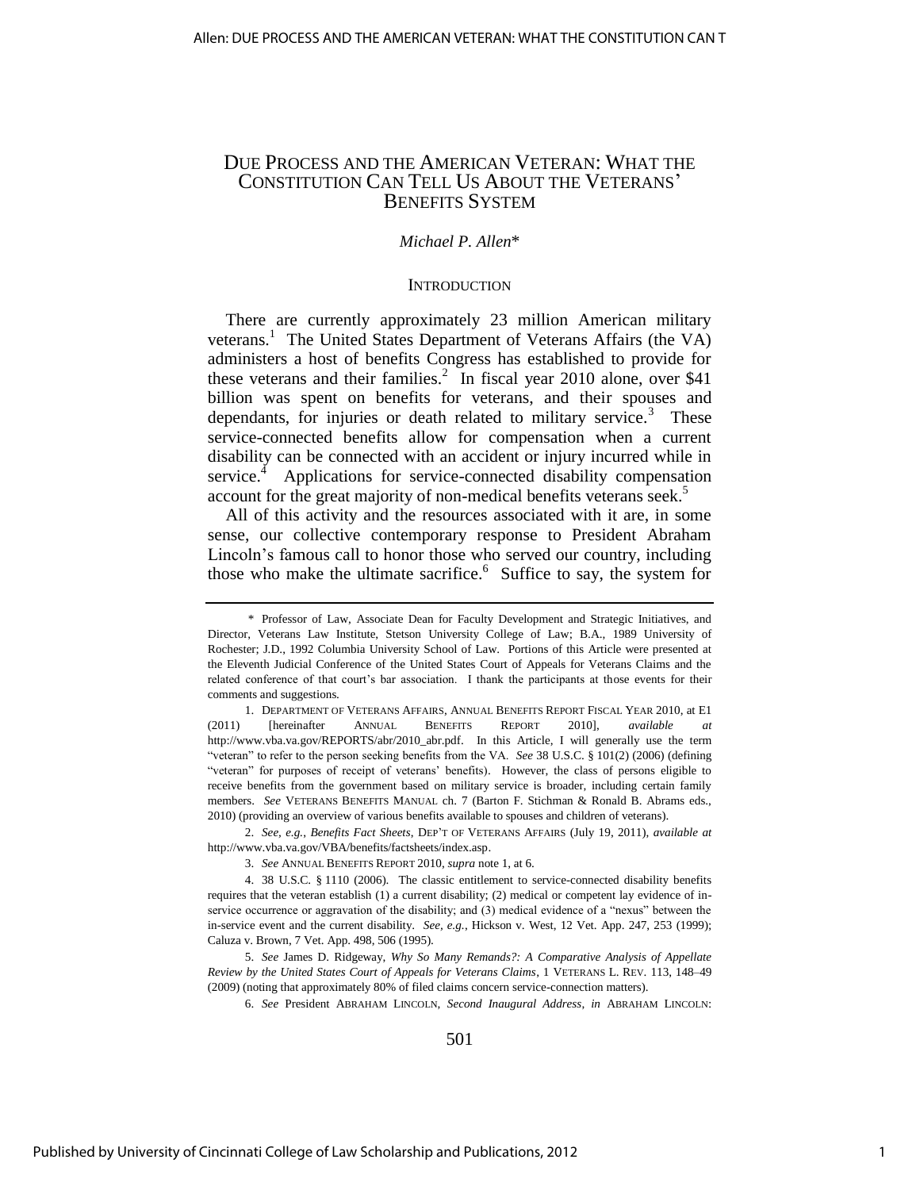# DUE PROCESS AND THE AMERICAN VETERAN: WHAT THE CONSTITUTION CAN TELL US ABOUT THE VETERANS' BENEFITS SYSTEM

*Michael P. Allen*\*

## INTRODUCTION

There are currently approximately 23 million American military veterans.[1] The United States Department of Veterans Affairs (the VA) administers a host of benefits Congress has established to provide for these veterans and their families.[2] In fiscal year 2010 alone, over $41 billion was spent on benefits for veterans, and their spouses and dependants, for injuries or death related to military service.[3] These service-connected benefits allow for compensation when a current disability can be connected with an accident or injury incurred while in service.[4] Applications for service-connected disability compensation account for the great majority of non-medical benefits veterans seek.[5]

All of this activity and the resources associated with it are, in some sense, our collective contemporary response to President Abraham Lincoln's famous call to honor those who served our country, including those who make the ultimate sacrifice.[6] Suffice to say, the system for

---

\* Professor of Law, Associate Dean for Faculty Development and Strategic Initiatives, and Director, Veterans Law Institute, Stetson University College of Law; B.A., 1989 University of Rochester; J.D., 1992 Columbia University School of Law. Portions of this Article were presented at the Eleventh Judicial Conference of the United States Court of Appeals for Veterans Claims and the related conference of that court's bar association. I thank the participants at those events for their comments and suggestions.

1. DEPARTMENT OF VETERANS AFFAIRS, ANNUAL BENEFITS REPORT FISCAL YEAR 2010, at E1 (2011) [hereinafter ANNUAL BENEFITS REPORT 2010], *available at* http://www.vba.va.gov/REPORTS/abr/2010_abr.pdf. In this Article, I will generally use the term "veteran" to refer to the person seeking benefits from the VA. *See* 38 U.S.C. § 101(2) (2006) (defining "veteran" for purposes of receipt of veterans' benefits). However, the class of persons eligible to receive benefits from the government based on military service is broader, including certain family members. *See* VETERANS BENEFITS MANUAL ch. 7 (Barton F. Stichman & Ronald B. Abrams eds., 2010) (providing an overview of various benefits available to spouses and children of veterans).

2. *See, e.g.*, *Benefits Fact Sheets*, DEP'T OF VETERANS AFFAIRS (July 19, 2011), *available at* http://www.vba.va.gov/VBA/benefits/factsheets/index.asp.

3. *See* ANNUAL BENEFITS REPORT 2010, *supra* note 1, at 6.

4. 38 U.S.C. § 1110 (2006). The classic entitlement to service-connected disability benefits requires that the veteran establish (1) a current disability; (2) medical or competent lay evidence of in-service occurrence or aggravation of the disability; and (3) medical evidence of a "nexus" between the in-service event and the current disability. *See, e.g.*, Hickson v. West, 12 Vet. App. 247, 253 (1999); Caluza v. Brown, 7 Vet. App. 498, 506 (1995).

5. *See* James D. Ridgeway, *Why So Many Remands?: A Comparative Analysis of Appellate Review by the United States Court of Appeals for Veterans Claims*, 1 VETERANS L. REV. 113, 148–49 (2009) (noting that approximately 80% of filed claims concern service-connection matters).

6. *See* President ABRAHAM LINCOLN, *Second Inaugural Address*, *in* ABRAHAM LINCOLN: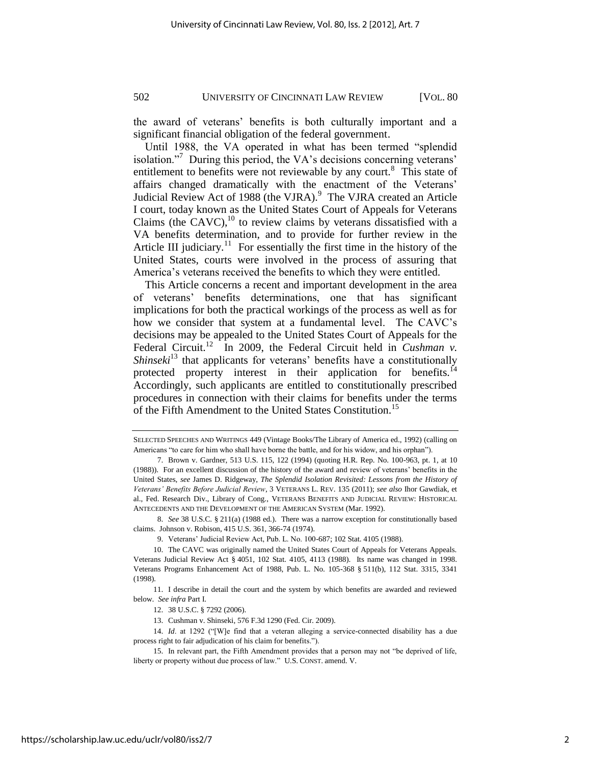the award of veterans' benefits is both culturally important and a significant financial obligation of the federal government.

Until 1988, the VA operated in what has been termed "splendid isolation."[7] During this period, the VA's decisions concerning veterans' entitlement to benefits were not reviewable by any court.[8] This state of affairs changed dramatically with the enactment of the Veterans' Judicial Review Act of 1988 (the VJRA).[9] The VJRA created an Article I court, today known as the United States Court of Appeals for Veterans Claims (the CAVC),[10] to review claims by veterans dissatisfied with a VA benefits determination, and to provide for further review in the Article III judiciary.[11] For essentially the first time in the history of the United States, courts were involved in the process of assuring that America's veterans received the benefits to which they were entitled.

This Article concerns a recent and important development in the area of veterans' benefits determinations, one that has significant implications for both the practical workings of the process as well as for how we consider that system at a fundamental level. The CAVC's decisions may be appealed to the United States Court of Appeals for the Federal Circuit.[12] In 2009, the Federal Circuit held in *Cushman v. Shinseki*[13] that applicants for veterans' benefits have a constitutionally protected property interest in their application for benefits.[14] Accordingly, such applicants are entitled to constitutionally prescribed procedures in connection with their claims for benefits under the terms of the Fifth Amendment to the United States Constitution.[15]

---

SELECTED SPEECHES AND WRITINGS 449 (Vintage Books/The Library of America ed., 1992) (calling on Americans "to care for him who shall have borne the battle, and for his widow, and his orphan").

7. Brown v. Gardner, 513 U.S. 115, 122 (1994) (quoting H.R. Rep. No. 100-963, pt. 1, at 10 (1988)). For an excellent discussion of the history of the award and review of veterans' benefits in the United States, *see* James D. Ridgeway, *The Splendid Isolation Revisited: Lessons from the History of Veterans' Benefits Before Judicial Review*, 3 VETERANS L. REV. 135 (2011); *see also* Ihor Gawdiak, et al., Fed. Research Div., Library of Cong., VETERANS BENEFITS AND JUDICIAL REVIEW: HISTORICAL ANTECEDENTS AND THE DEVELOPMENT OF THE AMERICAN SYSTEM (Mar. 1992).

8. *See* 38 U.S.C. § 211(a) (1988 ed.). There was a narrow exception for constitutionally based claims. Johnson v. Robison, 415 U.S. 361, 366-74 (1974).

9. Veterans' Judicial Review Act, Pub. L. No. 100-687; 102 Stat. 4105 (1988).

10. The CAVC was originally named the United States Court of Appeals for Veterans Appeals. Veterans Judicial Review Act § 4051, 102 Stat. 4105, 4113 (1988). Its name was changed in 1998. Veterans Programs Enhancement Act of 1988, Pub. L. No. 105-368 § 511(b), 112 Stat. 3315, 3341 (1998).

11. I describe in detail the court and the system by which benefits are awarded and reviewed below. *See infra* Part I.

12. 38 U.S.C. § 7292 (2006).

13. Cushman v. Shinseki, 576 F.3d 1290 (Fed. Cir. 2009).

14. *Id*. at 1292 ("[W]e find that a veteran alleging a service-connected disability has a due process right to fair adjudication of his claim for benefits.").

15. In relevant part, the Fifth Amendment provides that a person may not "be deprived of life, liberty or property without due process of law." U.S. CONST. amend. V.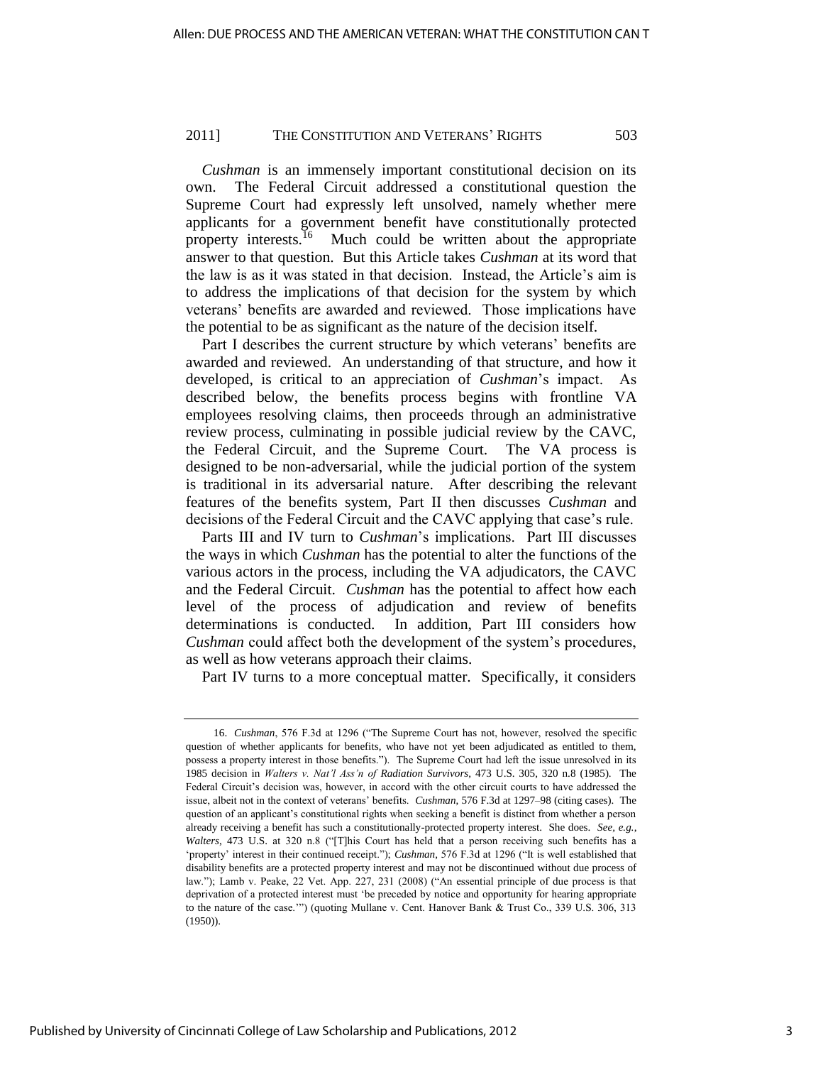*Cushman* is an immensely important constitutional decision on its own. The Federal Circuit addressed a constitutional question the Supreme Court had expressly left unsolved, namely whether mere applicants for a government benefit have constitutionally protected property interests.[16] Much could be written about the appropriate answer to that question. But this Article takes *Cushman* at its word that the law is as it was stated in that decision. Instead, the Article's aim is to address the implications of that decision for the system by which veterans' benefits are awarded and reviewed. Those implications have the potential to be as significant as the nature of the decision itself.

Part I describes the current structure by which veterans' benefits are awarded and reviewed. An understanding of that structure, and how it developed, is critical to an appreciation of *Cushman*'s impact. As described below, the benefits process begins with frontline VA employees resolving claims, then proceeds through an administrative review process, culminating in possible judicial review by the CAVC, the Federal Circuit, and the Supreme Court. The VA process is designed to be non-adversarial, while the judicial portion of the system is traditional in its adversarial nature. After describing the relevant features of the benefits system, Part II then discusses *Cushman* and decisions of the Federal Circuit and the CAVC applying that case's rule.

Parts III and IV turn to *Cushman*'s implications. Part III discusses the ways in which *Cushman* has the potential to alter the functions of the various actors in the process, including the VA adjudicators, the CAVC and the Federal Circuit. *Cushman* has the potential to affect how each level of the process of adjudication and review of benefits determinations is conducted. In addition, Part III considers how *Cushman* could affect both the development of the system's procedures, as well as how veterans approach their claims.

Part IV turns to a more conceptual matter. Specifically, it considers

---

16. *Cushman*, 576 F.3d at 1296 ("The Supreme Court has not, however, resolved the specific question of whether applicants for benefits, who have not yet been adjudicated as entitled to them, possess a property interest in those benefits."). The Supreme Court had left the issue unresolved in its 1985 decision in *Walters v. Nat'l Ass'n of Radiation Survivors*, 473 U.S. 305, 320 n.8 (1985). The Federal Circuit's decision was, however, in accord with the other circuit courts to have addressed the issue, albeit not in the context of veterans' benefits. *Cushman*, 576 F.3d at 1297–98 (citing cases). The question of an applicant's constitutional rights when seeking a benefit is distinct from whether a person already receiving a benefit has such a constitutionally-protected property interest. She does. *See, e.g.*, *Walters*, 473 U.S. at 320 n.8 ("[T]his Court has held that a person receiving such benefits has a 'property' interest in their continued receipt."); *Cushman*, 576 F.3d at 1296 ("It is well established that disability benefits are a protected property interest and may not be discontinued without due process of law."); Lamb v. Peake, 22 Vet. App. 227, 231 (2008) ("An essential principle of due process is that deprivation of a protected interest must 'be preceded by notice and opportunity for hearing appropriate to the nature of the case.'") (quoting Mullane v. Cent. Hanover Bank & Trust Co., 339 U.S. 306, 313 (1950)).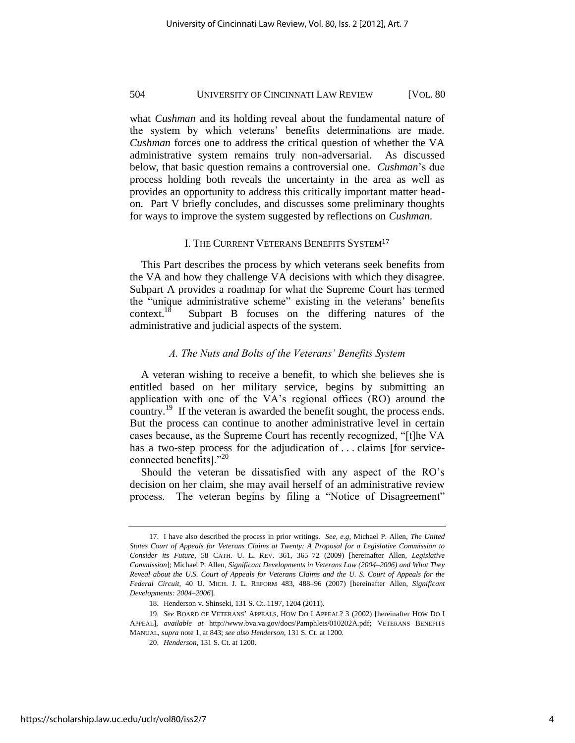what *Cushman* and its holding reveal about the fundamental nature of the system by which veterans' benefits determinations are made. *Cushman* forces one to address the critical question of whether the VA administrative system remains truly non-adversarial. As discussed below, that basic question remains a controversial one. *Cushman*'s due process holding both reveals the uncertainty in the area as well as provides an opportunity to address this critically important matter head-on. Part V briefly concludes, and discusses some preliminary thoughts for ways to improve the system suggested by reflections on *Cushman*.

## I. THE CURRENT VETERANS BENEFITS SYSTEM[17]

This Part describes the process by which veterans seek benefits from the VA and how they challenge VA decisions with which they disagree. Subpart A provides a roadmap for what the Supreme Court has termed the "unique administrative scheme" existing in the veterans' benefits context.[18] Subpart B focuses on the differing natures of the administrative and judicial aspects of the system.

### *A. The Nuts and Bolts of the Veterans' Benefits System*

A veteran wishing to receive a benefit, to which she believes she is entitled based on her military service, begins by submitting an application with one of the VA's regional offices (RO) around the country.[19] If the veteran is awarded the benefit sought, the process ends. But the process can continue to another administrative level in certain cases because, as the Supreme Court has recently recognized, "[t]he VA has a two-step process for the adjudication of . . . claims [for service-connected benefits]."[20]

Should the veteran be dissatisfied with any aspect of the RO's decision on her claim, she may avail herself of an administrative review process. The veteran begins by filing a "Notice of Disagreement"

---

17. I have also described the process in prior writings. *See, e.g*, Michael P. Allen, *The United States Court of Appeals for Veterans Claims at Twenty: A Proposal for a Legislative Commission to Consider its Future*, 58 CATH. U. L. REV. 361, 365–72 (2009) [hereinafter Allen, *Legislative Commission*]; Michael P. Allen, *Significant Developments in Veterans Law (2004–2006) and What They Reveal about the U.S. Court of Appeals for Veterans Claims and the U. S. Court of Appeals for the Federal Circuit*, 40 U. MICH. J. L. REFORM 483, 488–96 (2007) [hereinafter Allen, *Significant Developments: 2004–2006*].

18. Henderson v. Shinseki, 131 S. Ct. 1197, 1204 (2011).

19. *See* BOARD OF VETERANS' APPEALS, HOW DO I APPEAL? 3 (2002) [hereinafter HOW DO I APPEAL], *available at* http://www.bva.va.gov/docs/Pamphlets/010202A.pdf; VETERANS BENEFITS MANUAL, *supra* note 1, at 843; *see also Henderson*, 131 S. Ct. at 1200.

20. *Henderson*, 131 S. Ct. at 1200.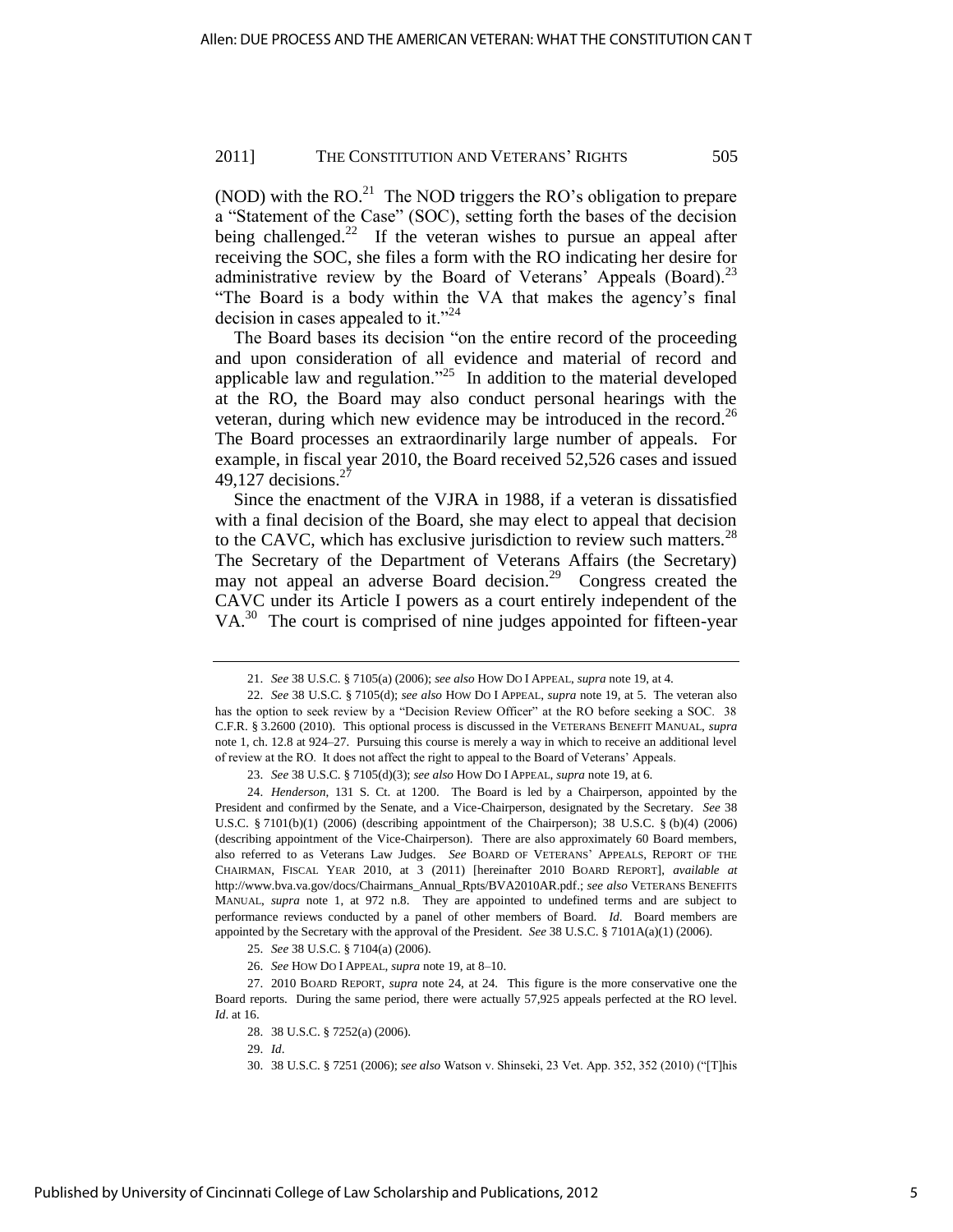(NOD) with the RO.[21] The NOD triggers the RO's obligation to prepare a "Statement of the Case" (SOC), setting forth the bases of the decision being challenged.[22] If the veteran wishes to pursue an appeal after receiving the SOC, she files a form with the RO indicating her desire for administrative review by the Board of Veterans' Appeals (Board).[23] "The Board is a body within the VA that makes the agency's final decision in cases appealed to it."[24]

The Board bases its decision "on the entire record of the proceeding and upon consideration of all evidence and material of record and applicable law and regulation."[25] In addition to the material developed at the RO, the Board may also conduct personal hearings with the veteran, during which new evidence may be introduced in the record.[26] The Board processes an extraordinarily large number of appeals. For example, in fiscal year 2010, the Board received 52,526 cases and issued 49,127 decisions.[27]

Since the enactment of the VJRA in 1988, if a veteran is dissatisfied with a final decision of the Board, she may elect to appeal that decision to the CAVC, which has exclusive jurisdiction to review such matters.[28] The Secretary of the Department of Veterans Affairs (the Secretary) may not appeal an adverse Board decision.[29] Congress created the CAVC under its Article I powers as a court entirely independent of the VA.[30] The court is comprised of nine judges appointed for fifteen-year

---

21. *See* 38 U.S.C. § 7105(a) (2006); *see also* HOW DO I APPEAL, *supra* note 19, at 4.

22. *See* 38 U.S.C. § 7105(d); *see also* HOW DO I APPEAL, *supra* note 19, at 5. The veteran also has the option to seek review by a "Decision Review Officer" at the RO before seeking a SOC. 38 C.F.R. § 3.2600 (2010). This optional process is discussed in the VETERANS BENEFIT MANUAL, *supra* note 1, ch. 12.8 at 924–27. Pursuing this course is merely a way in which to receive an additional level of review at the RO. It does not affect the right to appeal to the Board of Veterans' Appeals.

23. *See* 38 U.S.C. § 7105(d)(3); *see also* HOW DO I APPEAL, *supra* note 19, at 6.

24. *Henderson*, 131 S. Ct. at 1200. The Board is led by a Chairperson, appointed by the President and confirmed by the Senate, and a Vice-Chairperson, designated by the Secretary. *See* 38 U.S.C. § 7101(b)(1) (2006) (describing appointment of the Chairperson); 38 U.S.C. § (b)(4) (2006) (describing appointment of the Vice-Chairperson). There are also approximately 60 Board members, also referred to as Veterans Law Judges. *See* BOARD OF VETERANS' APPEALS, REPORT OF THE CHAIRMAN, FISCAL YEAR 2010, at 3 (2011) [hereinafter 2010 BOARD REPORT], *available at* http://www.bva.va.gov/docs/Chairmans_Annual_Rpts/BVA2010AR.pdf.; *see also* VETERANS BENEFITS MANUAL, *supra* note 1, at 972 n.8. They are appointed to undefined terms and are subject to performance reviews conducted by a panel of other members of Board. *Id.* Board members are appointed by the Secretary with the approval of the President. *See* 38 U.S.C. § 7101A(a)(1) (2006).

25. *See* 38 U.S.C. § 7104(a) (2006).

26. *See* HOW DO I APPEAL, *supra* note 19, at 8–10.

27. 2010 BOARD REPORT, *supra* note 24, at 24. This figure is the more conservative one the Board reports. During the same period, there were actually 57,925 appeals perfected at the RO level. *Id*. at 16.

28. 38 U.S.C. § 7252(a) (2006).

29. *Id*.

30. 38 U.S.C. § 7251 (2006); *see also* Watson v. Shinseki, 23 Vet. App. 352, 352 (2010) ("[T]his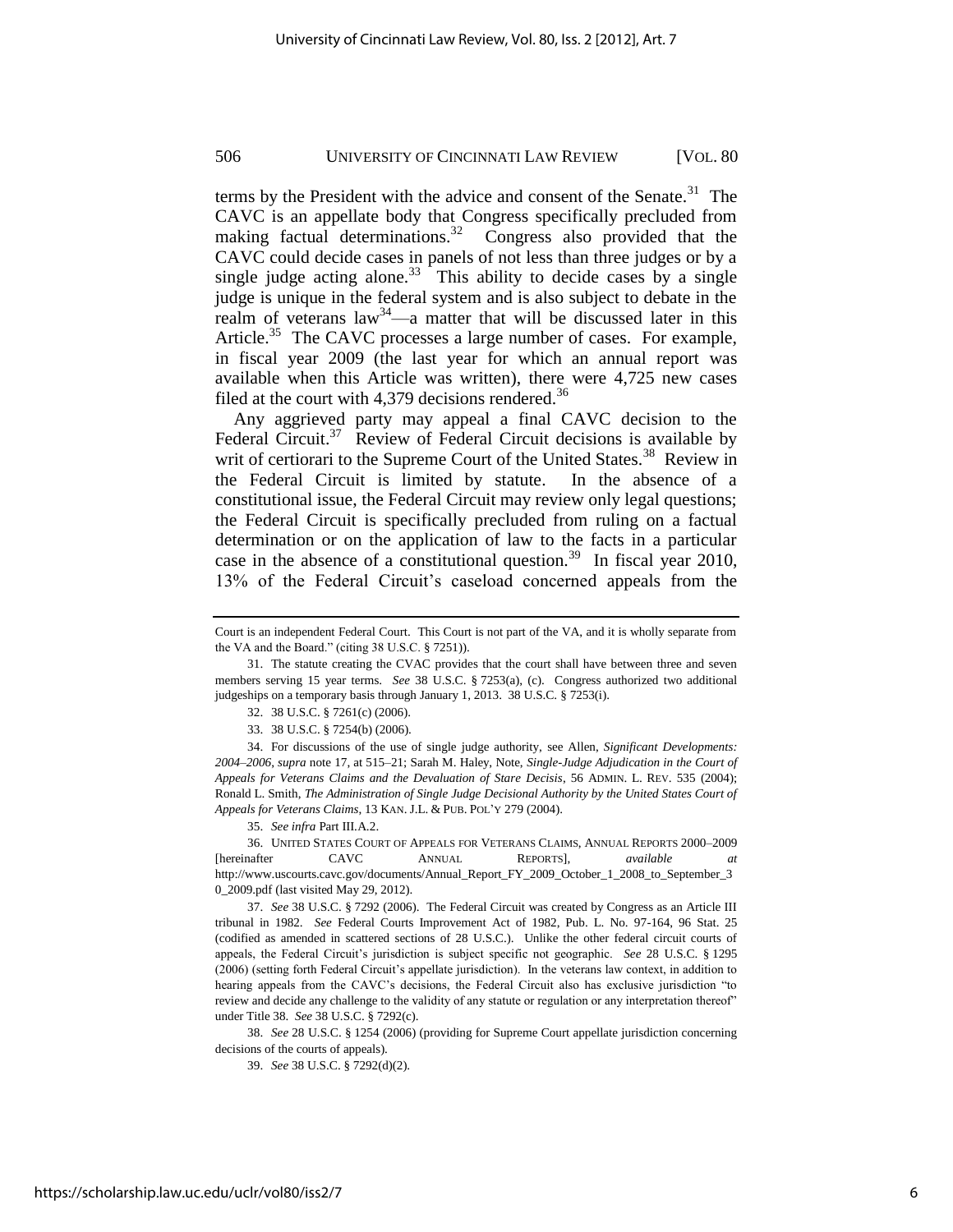terms by the President with the advice and consent of the Senate.[31] The CAVC is an appellate body that Congress specifically precluded from making factual determinations.[32] Congress also provided that the CAVC could decide cases in panels of not less than three judges or by a single judge acting alone.[33] This ability to decide cases by a single judge is unique in the federal system and is also subject to debate in the realm of veterans law[34]—a matter that will be discussed later in this Article.[35] The CAVC processes a large number of cases. For example, in fiscal year 2009 (the last year for which an annual report was available when this Article was written), there were 4,725 new cases filed at the court with 4,379 decisions rendered.[36]

Any aggrieved party may appeal a final CAVC decision to the Federal Circuit.[37] Review of Federal Circuit decisions is available by writ of certiorari to the Supreme Court of the United States.[38] Review in the Federal Circuit is limited by statute. In the absence of a constitutional issue, the Federal Circuit may review only legal questions; the Federal Circuit is specifically precluded from ruling on a factual determination or on the application of law to the facts in a particular case in the absence of a constitutional question.[39] In fiscal year 2010, 13% of the Federal Circuit's caseload concerned appeals from the

---

Court is an independent Federal Court. This Court is not part of the VA, and it is wholly separate from the VA and the Board." (citing 38 U.S.C. § 7251)).

31. The statute creating the CVAC provides that the court shall have between three and seven members serving 15 year terms. *See* 38 U.S.C. § 7253(a), (c). Congress authorized two additional judgeships on a temporary basis through January 1, 2013. 38 U.S.C. § 7253(i).

32. 38 U.S.C. § 7261(c) (2006).

33. 38 U.S.C. § 7254(b) (2006).

34. For discussions of the use of single judge authority, see Allen, *Significant Developments: 2004–2006*, *supra* note 17, at 515–21; Sarah M. Haley, Note, *Single-Judge Adjudication in the Court of Appeals for Veterans Claims and the Devaluation of Stare Decisis*, 56 ADMIN. L. REV. 535 (2004); Ronald L. Smith, *The Administration of Single Judge Decisional Authority by the United States Court of Appeals for Veterans Claims*, 13 KAN. J.L. & PUB. POL'Y 279 (2004).

35. *See infra* Part III.A.2.

36. UNITED STATES COURT OF APPEALS FOR VETERANS CLAIMS, ANNUAL REPORTS 2000–2009 [hereinafter CAVC ANNUAL REPORTS], *available at* http://www.uscourts.cavc.gov/documents/Annual_Report_FY_2009_October_1_2008_to_September_30_2009.pdf (last visited May 29, 2012).

37. *See* 38 U.S.C. § 7292 (2006). The Federal Circuit was created by Congress as an Article III tribunal in 1982. *See* Federal Courts Improvement Act of 1982, Pub. L. No. 97-164, 96 Stat. 25 (codified as amended in scattered sections of 28 U.S.C.). Unlike the other federal circuit courts of appeals, the Federal Circuit's jurisdiction is subject specific not geographic. *See* 28 U.S.C. § 1295 (2006) (setting forth Federal Circuit's appellate jurisdiction). In the veterans law context, in addition to hearing appeals from the CAVC's decisions, the Federal Circuit also has exclusive jurisdiction "to review and decide any challenge to the validity of any statute or regulation or any interpretation thereof" under Title 38. *See* 38 U.S.C. § 7292(c).

38. *See* 28 U.S.C. § 1254 (2006) (providing for Supreme Court appellate jurisdiction concerning decisions of the courts of appeals).

39. *See* 38 U.S.C. § 7292(d)(2).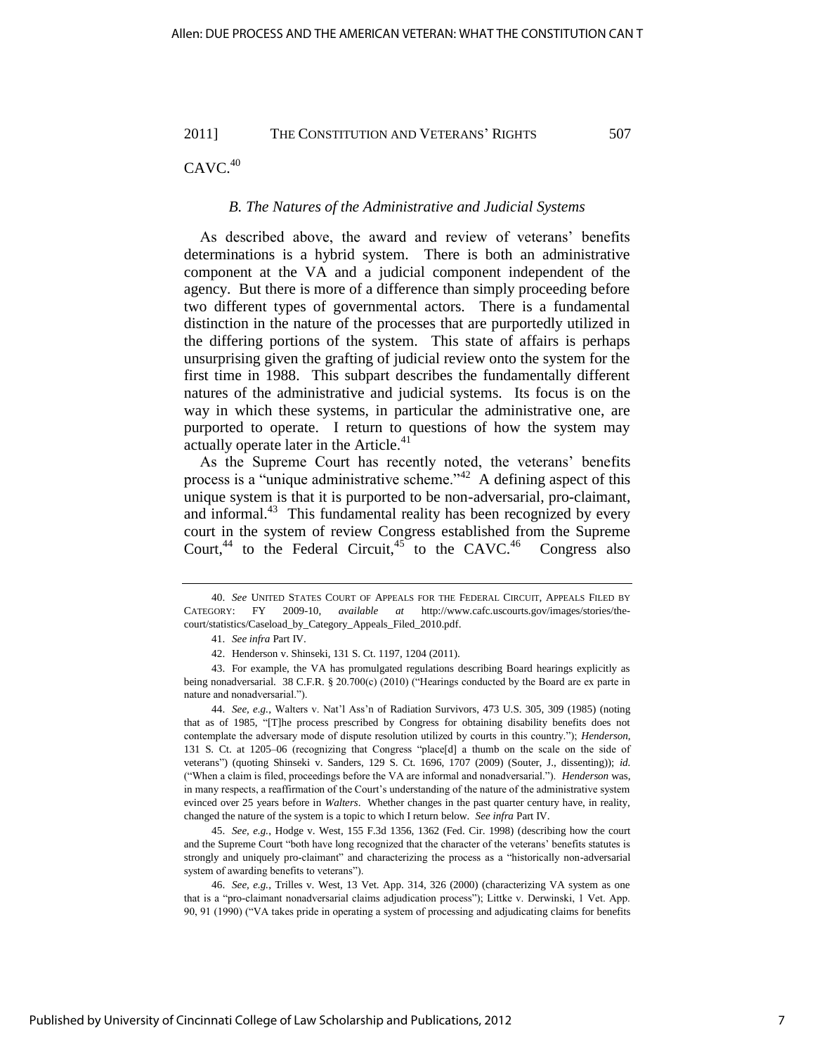CAVC.[40]

### *B. The Natures of the Administrative and Judicial Systems*

As described above, the award and review of veterans' benefits determinations is a hybrid system. There is both an administrative component at the VA and a judicial component independent of the agency. But there is more of a difference than simply proceeding before two different types of governmental actors. There is a fundamental distinction in the nature of the processes that are purportedly utilized in the differing portions of the system. This state of affairs is perhaps unsurprising given the grafting of judicial review onto the system for the first time in 1988. This subpart describes the fundamentally different natures of the administrative and judicial systems. Its focus is on the way in which these systems, in particular the administrative one, are purported to operate. I return to questions of how the system may actually operate later in the Article.[41]

As the Supreme Court has recently noted, the veterans' benefits process is a "unique administrative scheme."[42] A defining aspect of this unique system is that it is purported to be non-adversarial, pro-claimant, and informal.[43] This fundamental reality has been recognized by every court in the system of review Congress established from the Supreme Court,[44] to the Federal Circuit,[45] to the CAVC.[46] Congress also

---

40. *See* UNITED STATES COURT OF APPEALS FOR THE FEDERAL CIRCUIT, APPEALS FILED BY CATEGORY: FY 2009-10, *available at* http://www.cafc.uscourts.gov/images/stories/the-court/statistics/Caseload_by_Category_Appeals_Filed_2010.pdf.

41. *See infra* Part IV.

42. Henderson v. Shinseki, 131 S. Ct. 1197, 1204 (2011).

43. For example, the VA has promulgated regulations describing Board hearings explicitly as being nonadversarial. 38 C.F.R. § 20.700(c) (2010) ("Hearings conducted by the Board are ex parte in nature and nonadversarial.").

44. *See, e.g.*, Walters v. Nat'l Ass'n of Radiation Survivors, 473 U.S. 305, 309 (1985) (noting that as of 1985, "[T]he process prescribed by Congress for obtaining disability benefits does not contemplate the adversary mode of dispute resolution utilized by courts in this country."); *Henderson*, 131 S. Ct. at 1205–06 (recognizing that Congress "place[d] a thumb on the scale on the side of veterans") (quoting Shinseki v. Sanders, 129 S. Ct. 1696, 1707 (2009) (Souter, J., dissenting)); *id.* ("When a claim is filed, proceedings before the VA are informal and nonadversarial."). *Henderson* was, in many respects, a reaffirmation of the Court's understanding of the nature of the administrative system evinced over 25 years before in *Walters*. Whether changes in the past quarter century have, in reality, changed the nature of the system is a topic to which I return below. *See infra* Part IV.

45. *See, e.g.*, Hodge v. West, 155 F.3d 1356, 1362 (Fed. Cir. 1998) (describing how the court and the Supreme Court "both have long recognized that the character of the veterans' benefits statutes is strongly and uniquely pro-claimant" and characterizing the process as a "historically non-adversarial system of awarding benefits to veterans").

46. *See, e.g.*, Trilles v. West, 13 Vet. App. 314, 326 (2000) (characterizing VA system as one that is a "pro-claimant nonadversarial claims adjudication process"); Littke v. Derwinski, 1 Vet. App. 90, 91 (1990) ("VA takes pride in operating a system of processing and adjudicating claims for benefits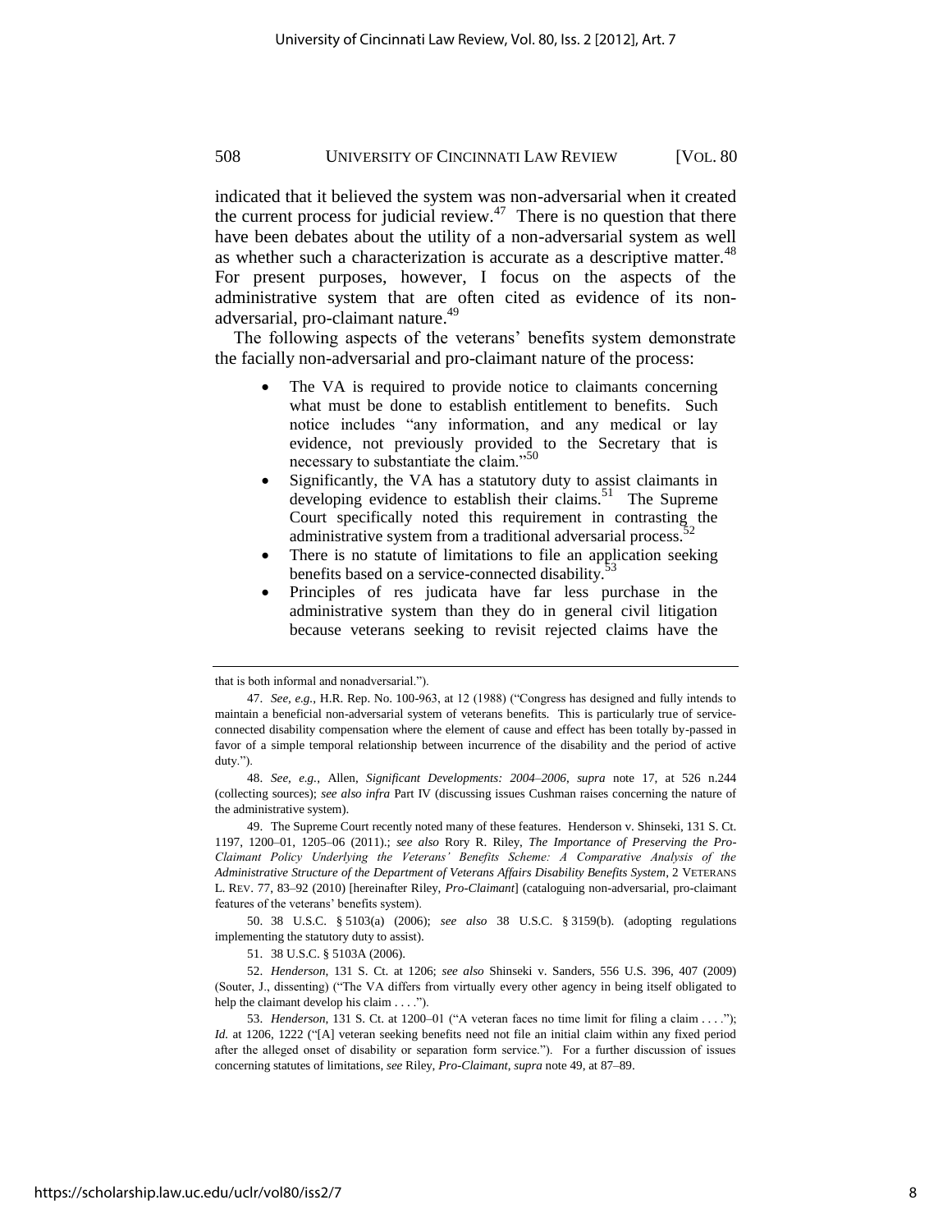indicated that it believed the system was non-adversarial when it created the current process for judicial review.[47] There is no question that there have been debates about the utility of a non-adversarial system as well as whether such a characterization is accurate as a descriptive matter.[48] For present purposes, however, I focus on the aspects of the administrative system that are often cited as evidence of its non-adversarial, pro-claimant nature.[49]

The following aspects of the veterans' benefits system demonstrate the facially non-adversarial and pro-claimant nature of the process:

- The VA is required to provide notice to claimants concerning what must be done to establish entitlement to benefits. Such notice includes "any information, and any medical or lay evidence, not previously provided to the Secretary that is necessary to substantiate the claim."[50]
- Significantly, the VA has a statutory duty to assist claimants in developing evidence to establish their claims.[51] The Supreme Court specifically noted this requirement in contrasting the administrative system from a traditional adversarial process.[52]
- There is no statute of limitations to file an application seeking benefits based on a service-connected disability.[53]
- Principles of res judicata have far less purchase in the administrative system than they do in general civil litigation because veterans seeking to revisit rejected claims have the

---

that is both informal and nonadversarial.").

47. *See, e.g.*, H.R. Rep. No. 100-963, at 12 (1988) ("Congress has designed and fully intends to maintain a beneficial non-adversarial system of veterans benefits. This is particularly true of service-connected disability compensation where the element of cause and effect has been totally by-passed in favor of a simple temporal relationship between incurrence of the disability and the period of active duty.").

48. *See, e.g.*, Allen, *Significant Developments: 2004–2006*, *supra* note 17, at 526 n.244 (collecting sources); *see also infra* Part IV (discussing issues Cushman raises concerning the nature of the administrative system).

49. The Supreme Court recently noted many of these features. Henderson v. Shinseki, 131 S. Ct. 1197, 1200–01, 1205–06 (2011).; *see also* Rory R. Riley, *The Importance of Preserving the Pro-Claimant Policy Underlying the Veterans' Benefits Scheme: A Comparative Analysis of the Administrative Structure of the Department of Veterans Affairs Disability Benefits System*, 2 VETERANS L. REV. 77, 83–92 (2010) [hereinafter Riley, *Pro-Claimant*] (cataloguing non-adversarial, pro-claimant features of the veterans' benefits system).

50. 38 U.S.C. § 5103(a) (2006); *see also* 38 U.S.C. § 3159(b). (adopting regulations implementing the statutory duty to assist).

51. 38 U.S.C. § 5103A (2006).

52. *Henderson*, 131 S. Ct. at 1206; *see also* Shinseki v. Sanders, 556 U.S. 396, 407 (2009) (Souter, J., dissenting) ("The VA differs from virtually every other agency in being itself obligated to help the claimant develop his claim . . . .").

53. *Henderson*, 131 S. Ct. at 1200–01 ("A veteran faces no time limit for filing a claim . . . ."); *Id.* at 1206, 1222 ("[A] veteran seeking benefits need not file an initial claim within any fixed period after the alleged onset of disability or separation form service."). For a further discussion of issues concerning statutes of limitations, *see* Riley, *Pro-Claimant*, *supra* note 49, at 87–89.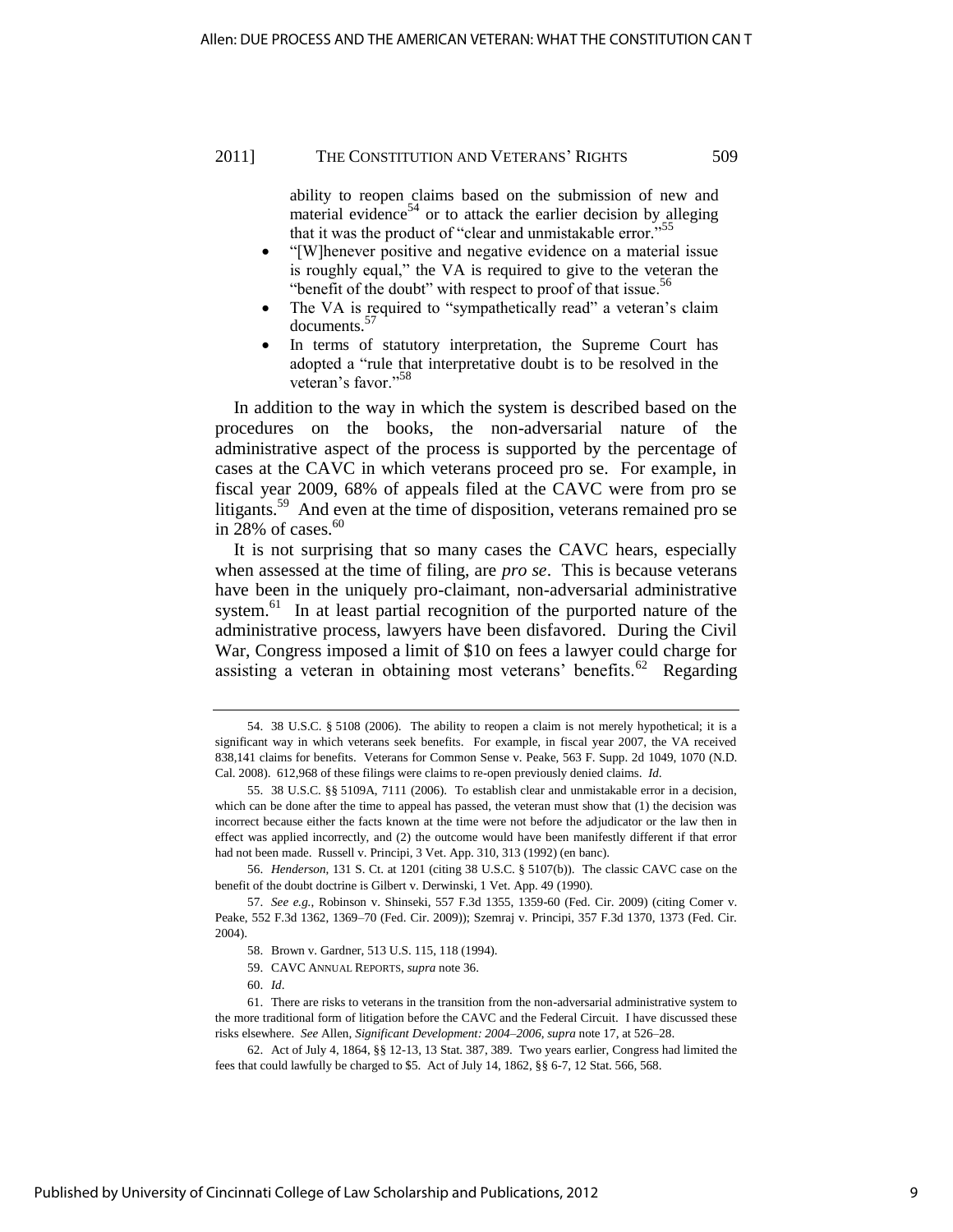ability to reopen claims based on the submission of new and material evidence[54] or to attack the earlier decision by alleging that it was the product of "clear and unmistakable error."[55]

- "[W]henever positive and negative evidence on a material issue is roughly equal," the VA is required to give to the veteran the "benefit of the doubt" with respect to proof of that issue.[56]
- The VA is required to "sympathetically read" a veteran's claim documents.[57]
- In terms of statutory interpretation, the Supreme Court has adopted a "rule that interpretative doubt is to be resolved in the veteran's favor."[58]

In addition to the way in which the system is described based on the procedures on the books, the non-adversarial nature of the administrative aspect of the process is supported by the percentage of cases at the CAVC in which veterans proceed pro se. For example, in fiscal year 2009, 68% of appeals filed at the CAVC were from pro se litigants.[59] And even at the time of disposition, veterans remained pro se in 28% of cases.[60]

It is not surprising that so many cases the CAVC hears, especially when assessed at the time of filing, are *pro se*. This is because veterans have been in the uniquely pro-claimant, non-adversarial administrative system.[61] In at least partial recognition of the purported nature of the administrative process, lawyers have been disfavored. During the Civil War, Congress imposed a limit of $10 on fees a lawyer could charge for assisting a veteran in obtaining most veterans' benefits.[62] Regarding

---

54. 38 U.S.C. § 5108 (2006). The ability to reopen a claim is not merely hypothetical; it is a significant way in which veterans seek benefits. For example, in fiscal year 2007, the VA received 838,141 claims for benefits. Veterans for Common Sense v. Peake, 563 F. Supp. 2d 1049, 1070 (N.D. Cal. 2008). 612,968 of these filings were claims to re-open previously denied claims. *Id.*

55. 38 U.S.C. §§ 5109A, 7111 (2006). To establish clear and unmistakable error in a decision, which can be done after the time to appeal has passed, the veteran must show that (1) the decision was incorrect because either the facts known at the time were not before the adjudicator or the law then in effect was applied incorrectly, and (2) the outcome would have been manifestly different if that error had not been made. Russell v. Principi, 3 Vet. App. 310, 313 (1992) (en banc).

56. *Henderson*, 131 S. Ct. at 1201 (citing 38 U.S.C. § 5107(b)). The classic CAVC case on the benefit of the doubt doctrine is Gilbert v. Derwinski, 1 Vet. App. 49 (1990).

57. *See e.g.*, Robinson v. Shinseki, 557 F.3d 1355, 1359-60 (Fed. Cir. 2009) (citing Comer v. Peake, 552 F.3d 1362, 1369–70 (Fed. Cir. 2009)); Szemraj v. Principi, 357 F.3d 1370, 1373 (Fed. Cir. 2004).

58. Brown v. Gardner, 513 U.S. 115, 118 (1994).

59. CAVC ANNUAL REPORTS, *supra* note 36.

60. *Id*.

61. There are risks to veterans in the transition from the non-adversarial administrative system to the more traditional form of litigation before the CAVC and the Federal Circuit. I have discussed these risks elsewhere. *See* Allen, *Significant Development: 2004–2006*, *supra* note 17, at 526–28.

62. Act of July 4, 1864, §§ 12-13, 13 Stat. 387, 389. Two years earlier, Congress had limited the fees that could lawfully be charged to $5. Act of July 14, 1862, §§ 6-7, 12 Stat. 566, 568.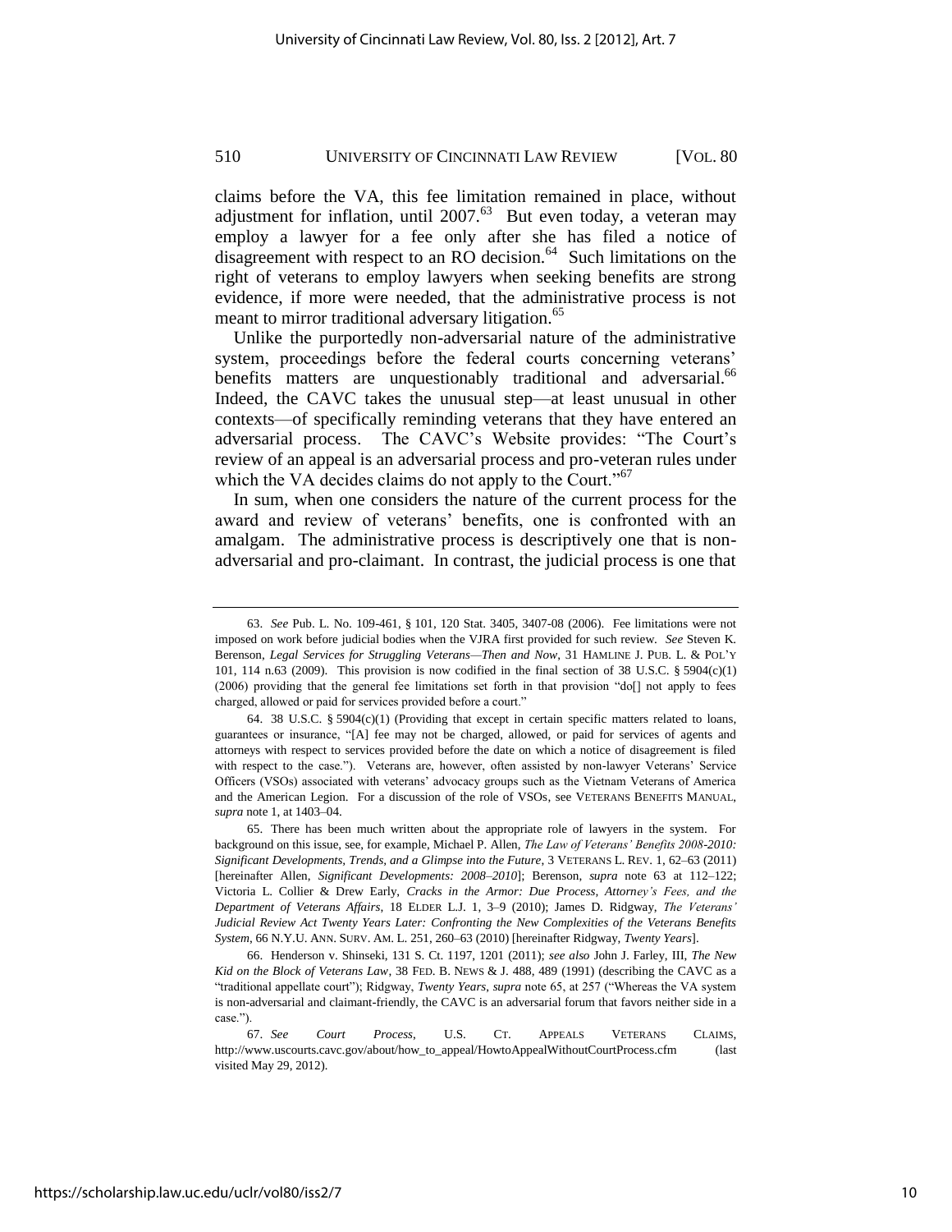claims before the VA, this fee limitation remained in place, without adjustment for inflation, until 2007.[63] But even today, a veteran may employ a lawyer for a fee only after she has filed a notice of disagreement with respect to an RO decision.[64] Such limitations on the right of veterans to employ lawyers when seeking benefits are strong evidence, if more were needed, that the administrative process is not meant to mirror traditional adversary litigation.[65]

Unlike the purportedly non-adversarial nature of the administrative system, proceedings before the federal courts concerning veterans' benefits matters are unquestionably traditional and adversarial.[66] Indeed, the CAVC takes the unusual step—at least unusual in other contexts—of specifically reminding veterans that they have entered an adversarial process. The CAVC's Website provides: "The Court's review of an appeal is an adversarial process and pro-veteran rules under which the VA decides claims do not apply to the Court."[67]

In sum, when one considers the nature of the current process for the award and review of veterans' benefits, one is confronted with an amalgam. The administrative process is descriptively one that is non-adversarial and pro-claimant. In contrast, the judicial process is one that

---

63. *See* Pub. L. No. 109-461, § 101, 120 Stat. 3405, 3407-08 (2006). Fee limitations were not imposed on work before judicial bodies when the VJRA first provided for such review. *See* Steven K. Berenson, *Legal Services for Struggling Veterans—Then and Now*, 31 HAMLINE J. PUB. L. & POL'Y 101, 114 n.63 (2009). This provision is now codified in the final section of 38 U.S.C. § 5904(c)(1) (2006) providing that the general fee limitations set forth in that provision "do[] not apply to fees charged, allowed or paid for services provided before a court."

64. 38 U.S.C. § 5904(c)(1) (Providing that except in certain specific matters related to loans, guarantees or insurance, "[A] fee may not be charged, allowed, or paid for services of agents and attorneys with respect to services provided before the date on which a notice of disagreement is filed with respect to the case."). Veterans are, however, often assisted by non-lawyer Veterans' Service Officers (VSOs) associated with veterans' advocacy groups such as the Vietnam Veterans of America and the American Legion. For a discussion of the role of VSOs, see VETERANS BENEFITS MANUAL, *supra* note 1, at 1403–04.

65. There has been much written about the appropriate role of lawyers in the system. For background on this issue, see, for example, Michael P. Allen, *The Law of Veterans' Benefits 2008-2010: Significant Developments, Trends, and a Glimpse into the Future*, 3 VETERANS L. REV. 1, 62–63 (2011) [hereinafter Allen, *Significant Developments: 2008–2010*]; Berenson, *supra* note 63 at 112–122; Victoria L. Collier & Drew Early, *Cracks in the Armor: Due Process, Attorney's Fees, and the Department of Veterans Affairs*, 18 ELDER L.J. 1, 3–9 (2010); James D. Ridgway, *The Veterans' Judicial Review Act Twenty Years Later: Confronting the New Complexities of the Veterans Benefits System*, 66 N.Y.U. ANN. SURV. AM. L. 251, 260–63 (2010) [hereinafter Ridgway, *Twenty Years*].

66. Henderson v. Shinseki, 131 S. Ct. 1197, 1201 (2011); *see also* John J. Farley, III, *The New Kid on the Block of Veterans Law*, 38 FED. B. NEWS & J. 488, 489 (1991) (describing the CAVC as a "traditional appellate court"); Ridgway, *Twenty Years*, *supra* note 65, at 257 ("Whereas the VA system is non-adversarial and claimant-friendly, the CAVC is an adversarial forum that favors neither side in a case.").

67. *See* *Court Process*, U.S. CT. APPEALS VETERANS CLAIMS, http://www.uscourts.cavc.gov/about/how_to_appeal/HowtoAppealWithoutCourtProcess.cfm (last visited May 29, 2012).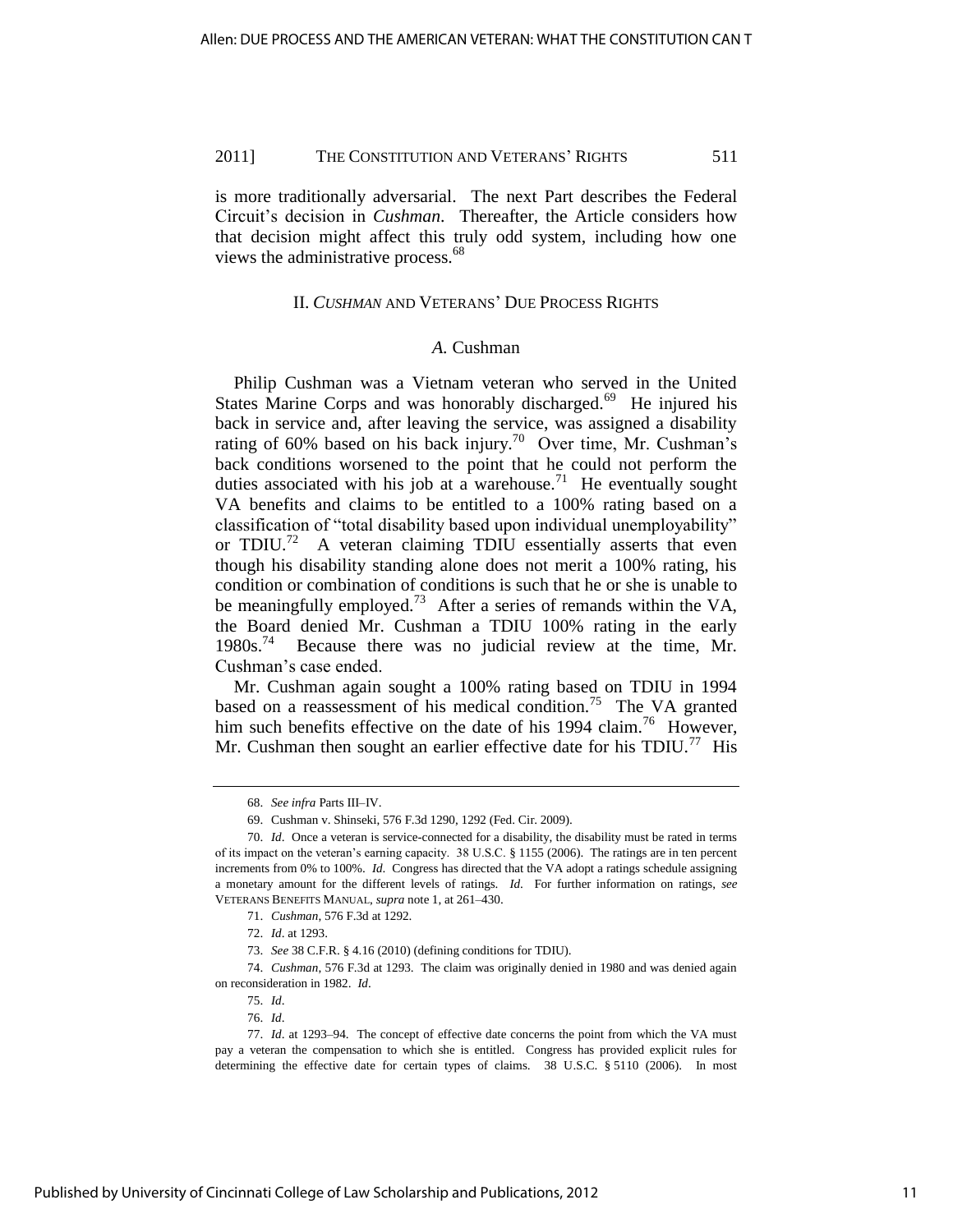is more traditionally adversarial. The next Part describes the Federal Circuit's decision in *Cushman*. Thereafter, the Article considers how that decision might affect this truly odd system, including how one views the administrative process.[68]

## II. *CUSHMAN* AND VETERANS' DUE PROCESS RIGHTS

### *A.* Cushman

Philip Cushman was a Vietnam veteran who served in the United States Marine Corps and was honorably discharged.[69] He injured his back in service and, after leaving the service, was assigned a disability rating of 60% based on his back injury.[70] Over time, Mr. Cushman's back conditions worsened to the point that he could not perform the duties associated with his job at a warehouse.[71] He eventually sought VA benefits and claims to be entitled to a 100% rating based on a classification of "total disability based upon individual unemployability" or TDIU.[72] A veteran claiming TDIU essentially asserts that even though his disability standing alone does not merit a 100% rating, his condition or combination of conditions is such that he or she is unable to be meaningfully employed.[73] After a series of remands within the VA, the Board denied Mr. Cushman a TDIU 100% rating in the early 1980s.[74] Because there was no judicial review at the time, Mr. Cushman's case ended.

Mr. Cushman again sought a 100% rating based on TDIU in 1994 based on a reassessment of his medical condition.[75] The VA granted him such benefits effective on the date of his 1994 claim.[76] However, Mr. Cushman then sought an earlier effective date for his TDIU.[77] His

---

68. *See infra* Parts III–IV.

69. Cushman v. Shinseki, 576 F.3d 1290, 1292 (Fed. Cir. 2009).

70. *Id*. Once a veteran is service-connected for a disability, the disability must be rated in terms of its impact on the veteran's earning capacity. 38 U.S.C. § 1155 (2006). The ratings are in ten percent increments from 0% to 100%. *Id.* Congress has directed that the VA adopt a ratings schedule assigning a monetary amount for the different levels of ratings. *Id.* For further information on ratings, *see* VETERANS BENEFITS MANUAL, *supra* note 1, at 261–430.

71. *Cushman*, 576 F.3d at 1292.

72. *Id*. at 1293.

73. *See* 38 C.F.R. § 4.16 (2010) (defining conditions for TDIU).

74. *Cushman*, 576 F.3d at 1293. The claim was originally denied in 1980 and was denied again on reconsideration in 1982. *Id*.

75. *Id*.

76. *Id*.

77. *Id*. at 1293–94. The concept of effective date concerns the point from which the VA must pay a veteran the compensation to which she is entitled. Congress has provided explicit rules for determining the effective date for certain types of claims. 38 U.S.C. § 5110 (2006). In most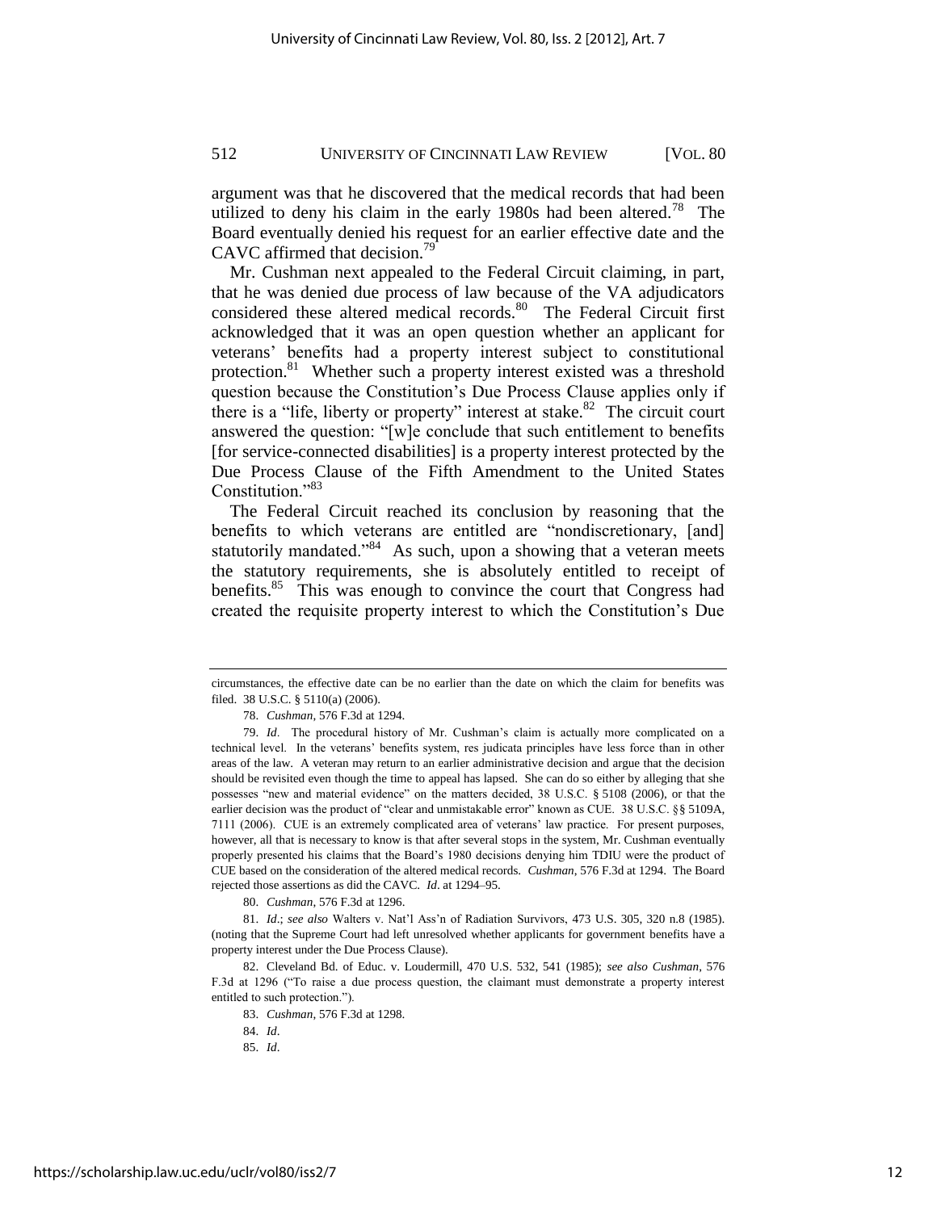argument was that he discovered that the medical records that had been utilized to deny his claim in the early 1980s had been altered.[78] The Board eventually denied his request for an earlier effective date and the CAVC affirmed that decision.[79]

Mr. Cushman next appealed to the Federal Circuit claiming, in part, that he was denied due process of law because of the VA adjudicators considered these altered medical records.[80] The Federal Circuit first acknowledged that it was an open question whether an applicant for veterans' benefits had a property interest subject to constitutional protection.[81] Whether such a property interest existed was a threshold question because the Constitution's Due Process Clause applies only if there is a "life, liberty or property" interest at stake.[82] The circuit court answered the question: "[w]e conclude that such entitlement to benefits [for service-connected disabilities] is a property interest protected by the Due Process Clause of the Fifth Amendment to the United States Constitution."[83]

The Federal Circuit reached its conclusion by reasoning that the benefits to which veterans are entitled are "nondiscretionary, [and] statutorily mandated."[84] As such, upon a showing that a veteran meets the statutory requirements, she is absolutely entitled to receipt of benefits.[85] This was enough to convince the court that Congress had created the requisite property interest to which the Constitution's Due

---

circumstances, the effective date can be no earlier than the date on which the claim for benefits was filed. 38 U.S.C. § 5110(a) (2006).

78. *Cushman*, 576 F.3d at 1294.

79. *Id*. The procedural history of Mr. Cushman's claim is actually more complicated on a technical level. In the veterans' benefits system, res judicata principles have less force than in other areas of the law. A veteran may return to an earlier administrative decision and argue that the decision should be revisited even though the time to appeal has lapsed. She can do so either by alleging that she possesses "new and material evidence" on the matters decided, 38 U.S.C. § 5108 (2006), or that the earlier decision was the product of "clear and unmistakable error" known as CUE. 38 U.S.C. §§ 5109A, 7111 (2006). CUE is an extremely complicated area of veterans' law practice. For present purposes, however, all that is necessary to know is that after several stops in the system, Mr. Cushman eventually properly presented his claims that the Board's 1980 decisions denying him TDIU were the product of CUE based on the consideration of the altered medical records. *Cushman*, 576 F.3d at 1294. The Board rejected those assertions as did the CAVC. *Id*. at 1294–95.

80. *Cushman*, 576 F.3d at 1296.

81. *Id*.; *see also* Walters v. Nat'l Ass'n of Radiation Survivors, 473 U.S. 305, 320 n.8 (1985). (noting that the Supreme Court had left unresolved whether applicants for government benefits have a property interest under the Due Process Clause).

82. Cleveland Bd. of Educ. v. Loudermill, 470 U.S. 532, 541 (1985); *see also Cushman*, 576 F.3d at 1296 ("To raise a due process question, the claimant must demonstrate a property interest entitled to such protection.").

83. *Cushman*, 576 F.3d at 1298.

84. *Id*.

85. *Id*.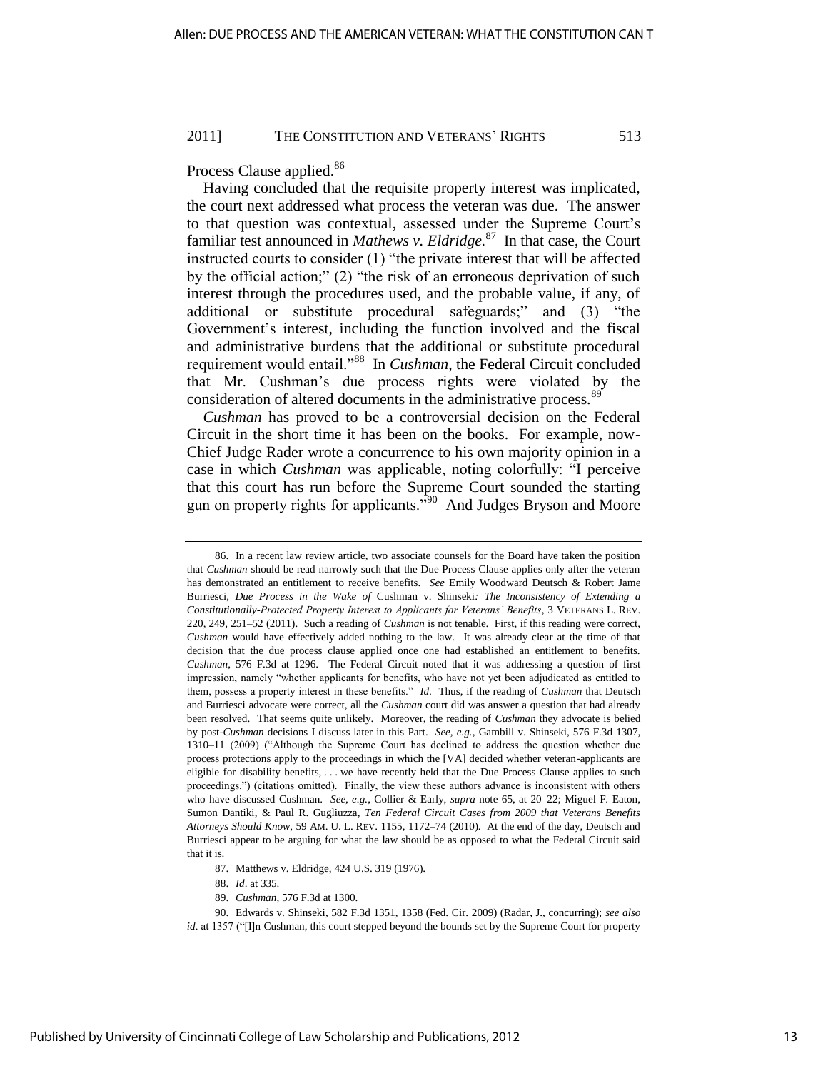Process Clause applied.[86]

Having concluded that the requisite property interest was implicated, the court next addressed what process the veteran was due. The answer to that question was contextual, assessed under the Supreme Court's familiar test announced in *Mathews v. Eldridge.*[87] In that case, the Court instructed courts to consider (1) "the private interest that will be affected by the official action;" (2) "the risk of an erroneous deprivation of such interest through the procedures used, and the probable value, if any, of additional or substitute procedural safeguards;" and (3) "the Government's interest, including the function involved and the fiscal and administrative burdens that the additional or substitute procedural requirement would entail."[88] In *Cushman*, the Federal Circuit concluded that Mr. Cushman's due process rights were violated by the consideration of altered documents in the administrative process.[89]

*Cushman* has proved to be a controversial decision on the Federal Circuit in the short time it has been on the books. For example, now-Chief Judge Rader wrote a concurrence to his own majority opinion in a case in which *Cushman* was applicable, noting colorfully: "I perceive that this court has run before the Supreme Court sounded the starting gun on property rights for applicants."[90] And Judges Bryson and Moore

---

86. In a recent law review article, two associate counsels for the Board have taken the position that *Cushman* should be read narrowly such that the Due Process Clause applies only after the veteran has demonstrated an entitlement to receive benefits. *See* Emily Woodward Deutsch & Robert James Burriesci, *Due Process in the Wake of* Cushman v. Shinseki*: The Inconsistency of Extending a Constitutionally-Protected Property Interest to Applicants for Veterans' Benefits*, 3 VETERANS L. REV. 220, 249, 251–52 (2011). Such a reading of *Cushman* is not tenable. First, if this reading were correct, *Cushman* would have effectively added nothing to the law. It was already clear at the time of that decision that the due process clause applied once one had established an entitlement to benefits. *Cushman*, 576 F.3d at 1296. The Federal Circuit noted that it was addressing a question of first impression, namely "whether applicants for benefits, who have not yet been adjudicated as entitled to them, possess a property interest in these benefits." *Id.* Thus, if the reading of *Cushman* that Deutsch and Burriesci advocate were correct, all the *Cushman* court did was answer a question that had already been resolved. That seems quite unlikely. Moreover, the reading of *Cushman* they advocate is belied by post-*Cushman* decisions I discuss later in this Part. *See, e.g.*, Gambill v. Shinseki, 576 F.3d 1307, 1310–11 (2009) ("Although the Supreme Court has declined to address the question whether due process protections apply to the proceedings in which the [VA] decided whether veteran-applicants are eligible for disability benefits, . . . we have recently held that the Due Process Clause applies to such proceedings.") (citations omitted). Finally, the view these authors advance is inconsistent with others who have discussed Cushman. *See, e.g.*, Collier & Early, *supra* note 65, at 20–22; Miguel F. Eaton, Sumon Dantiki, & Paul R. Gugliuzza, *Ten Federal Circuit Cases from 2009 that Veterans Benefits Attorneys Should Know*, 59 AM. U. L. REV. 1155, 1172–74 (2010). At the end of the day, Deutsch and Burriesci appear to be arguing for what the law should be as opposed to what the Federal Circuit said that it is.

87. Matthews v. Eldridge, 424 U.S. 319 (1976).

88. *Id*. at 335.

89. *Cushman*, 576 F.3d at 1300.

90. Edwards v. Shinseki, 582 F.3d 1351, 1358 (Fed. Cir. 2009) (Radar, J., concurring); *see also id*. at 1357 ("[I]n Cushman, this court stepped beyond the bounds set by the Supreme Court for property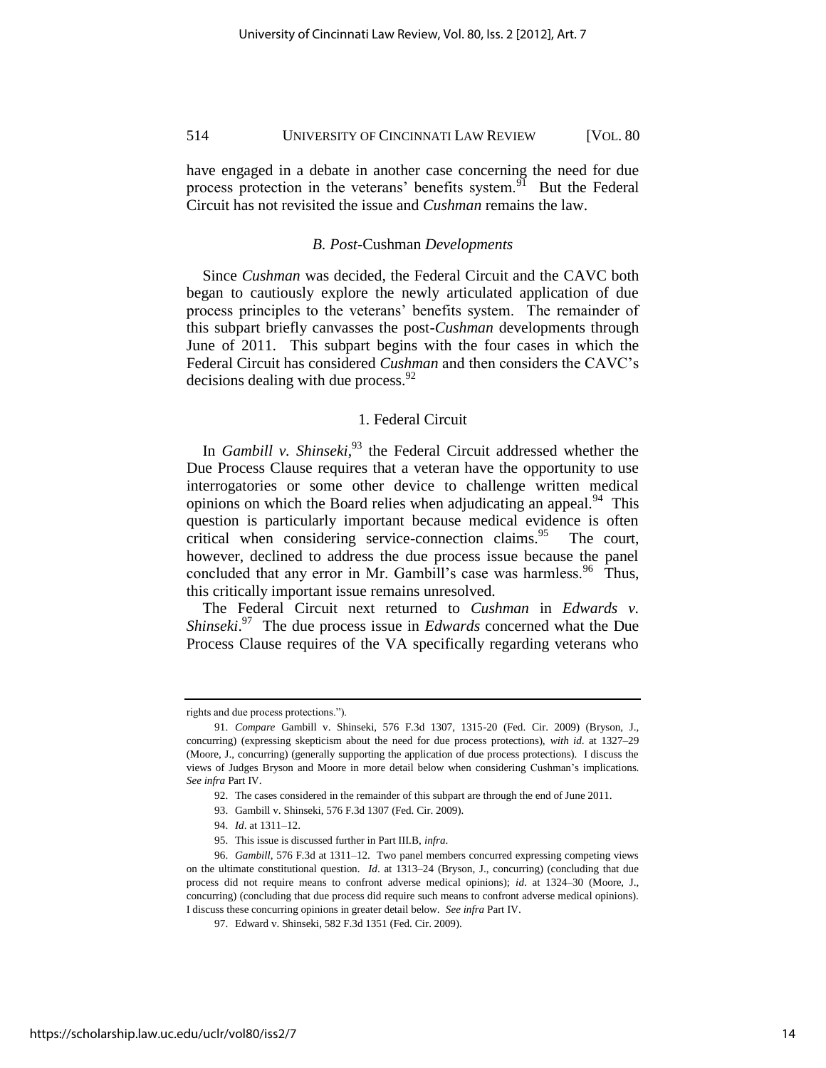have engaged in a debate in another case concerning the need for due process protection in the veterans' benefits system.[91] But the Federal Circuit has not revisited the issue and *Cushman* remains the law.

### *B. Post-*Cushman *Developments*

Since *Cushman* was decided, the Federal Circuit and the CAVC both began to cautiously explore the newly articulated application of due process principles to the veterans' benefits system. The remainder of this subpart briefly canvasses the post-*Cushman* developments through June of 2011. This subpart begins with the four cases in which the Federal Circuit has considered *Cushman* and then considers the CAVC's decisions dealing with due process.[92]

#### 1. Federal Circuit

In *Gambill v. Shinseki*,[93] the Federal Circuit addressed whether the Due Process Clause requires that a veteran have the opportunity to use interrogatories or some other device to challenge written medical opinions on which the Board relies when adjudicating an appeal.[94] This question is particularly important because medical evidence is often critical when considering service-connection claims.[95] The court, however, declined to address the due process issue because the panel concluded that any error in Mr. Gambill's case was harmless.[96] Thus, this critically important issue remains unresolved.

The Federal Circuit next returned to *Cushman* in *Edwards v. Shinseki*.[97] The due process issue in *Edwards* concerned what the Due Process Clause requires of the VA specifically regarding veterans who

---

rights and due process protections.").

91. *Compare* Gambill v. Shinseki, 576 F.3d 1307, 1315-20 (Fed. Cir. 2009) (Bryson, J., concurring) (expressing skepticism about the need for due process protections), *with id.* at 1327–29 (Moore, J., concurring) (generally supporting the application of due process protections). I discuss the views of Judges Bryson and Moore in more detail below when considering Cushman's implications. *See infra* Part IV.

92. The cases considered in the remainder of this subpart are through the end of June 2011.

93. Gambill v. Shinseki, 576 F.3d 1307 (Fed. Cir. 2009).

94. *Id*. at 1311–12.

95. This issue is discussed further in Part III.B, *infra*.

96. *Gambill*, 576 F.3d at 1311–12. Two panel members concurred expressing competing views on the ultimate constitutional question. *Id*. at 1313–24 (Bryson, J., concurring) (concluding that due process did not require means to confront adverse medical opinions); *id*. at 1324–30 (Moore, J., concurring) (concluding that due process did require such means to confront adverse medical opinions). I discuss these concurring opinions in greater detail below. *See infra* Part IV.

97. Edward v. Shinseki, 582 F.3d 1351 (Fed. Cir. 2009).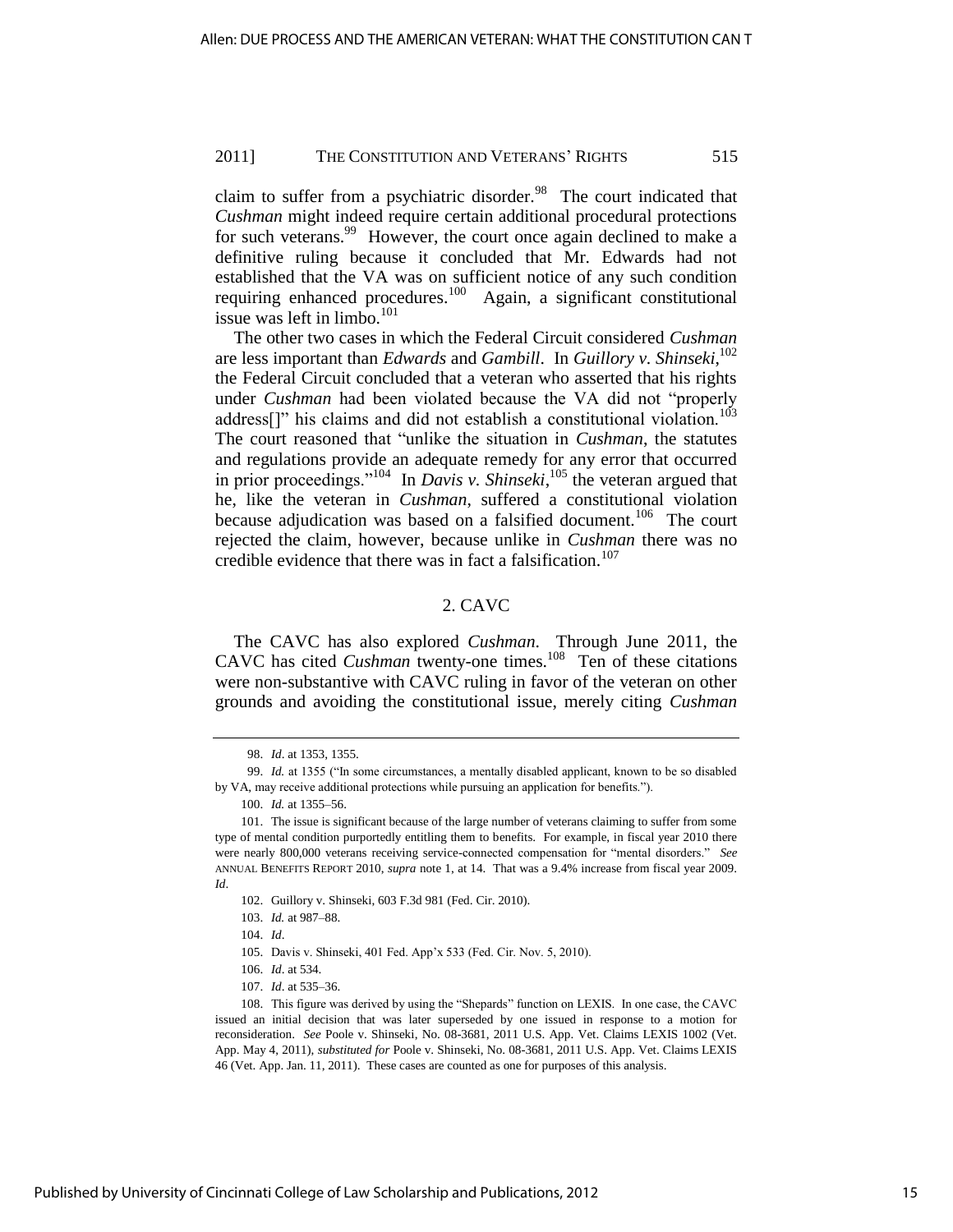claim to suffer from a psychiatric disorder.[98] The court indicated that *Cushman* might indeed require certain additional procedural protections for such veterans.[99] However, the court once again declined to make a definitive ruling because it concluded that Mr. Edwards had not established that the VA was on sufficient notice of any such condition requiring enhanced procedures.[100] Again, a significant constitutional issue was left in limbo.[101]

The other two cases in which the Federal Circuit considered *Cushman* are less important than *Edwards* and *Gambill*. In *Guillory v. Shinseki*,[102] the Federal Circuit concluded that a veteran who asserted that his rights under *Cushman* had been violated because the VA did not "properly address[]" his claims and did not establish a constitutional violation.[103] The court reasoned that "unlike the situation in *Cushman*, the statutes and regulations provide an adequate remedy for any error that occurred in prior proceedings."[104] In *Davis v. Shinseki*,[105] the veteran argued that he, like the veteran in *Cushman*, suffered a constitutional violation because adjudication was based on a falsified document.[106] The court rejected the claim, however, because unlike in *Cushman* there was no credible evidence that there was in fact a falsification.[107]

### 2. CAVC

The CAVC has also explored *Cushman*. Through June 2011, the CAVC has cited *Cushman* twenty-one times.[108] Ten of these citations were non-substantive with CAVC ruling in favor of the veteran on other grounds and avoiding the constitutional issue, merely citing *Cushman*

---

98. *Id*. at 1353, 1355.

99. *Id.* at 1355 ("In some circumstances, a mentally disabled applicant, known to be so disabled by VA, may receive additional protections while pursuing an application for benefits.").

100. *Id.* at 1355–56.

101. The issue is significant because of the large number of veterans claiming to suffer from some type of mental condition purportedly entitling them to benefits. For example, in fiscal year 2010 there were nearly 800,000 veterans receiving service-connected compensation for "mental disorders." *See* ANNUAL BENEFITS REPORT 2010, *supra* note 1, at 14. That was a 9.4% increase from fiscal year 2009. *Id*.

102. Guillory v. Shinseki, 603 F.3d 981 (Fed. Cir. 2010).

103. *Id.* at 987–88.

104. *Id*.

105. Davis v. Shinseki, 401 Fed. App'x 533 (Fed. Cir. Nov. 5, 2010).

106. *Id*. at 534.

107. *Id*. at 535–36.

108. This figure was derived by using the "Shepards" function on LEXIS. In one case, the CAVC issued an initial decision that was later superseded by one issued in response to a motion for reconsideration. *See* Poole v. Shinseki, No. 08-3681, 2011 U.S. App. Vet. Claims LEXIS 1002 (Vet. App. May 4, 2011), *substituted for* Poole v. Shinseki, No. 08-3681, 2011 U.S. App. Vet. Claims LEXIS 46 (Vet. App. Jan. 11, 2011). These cases are counted as one for purposes of this analysis.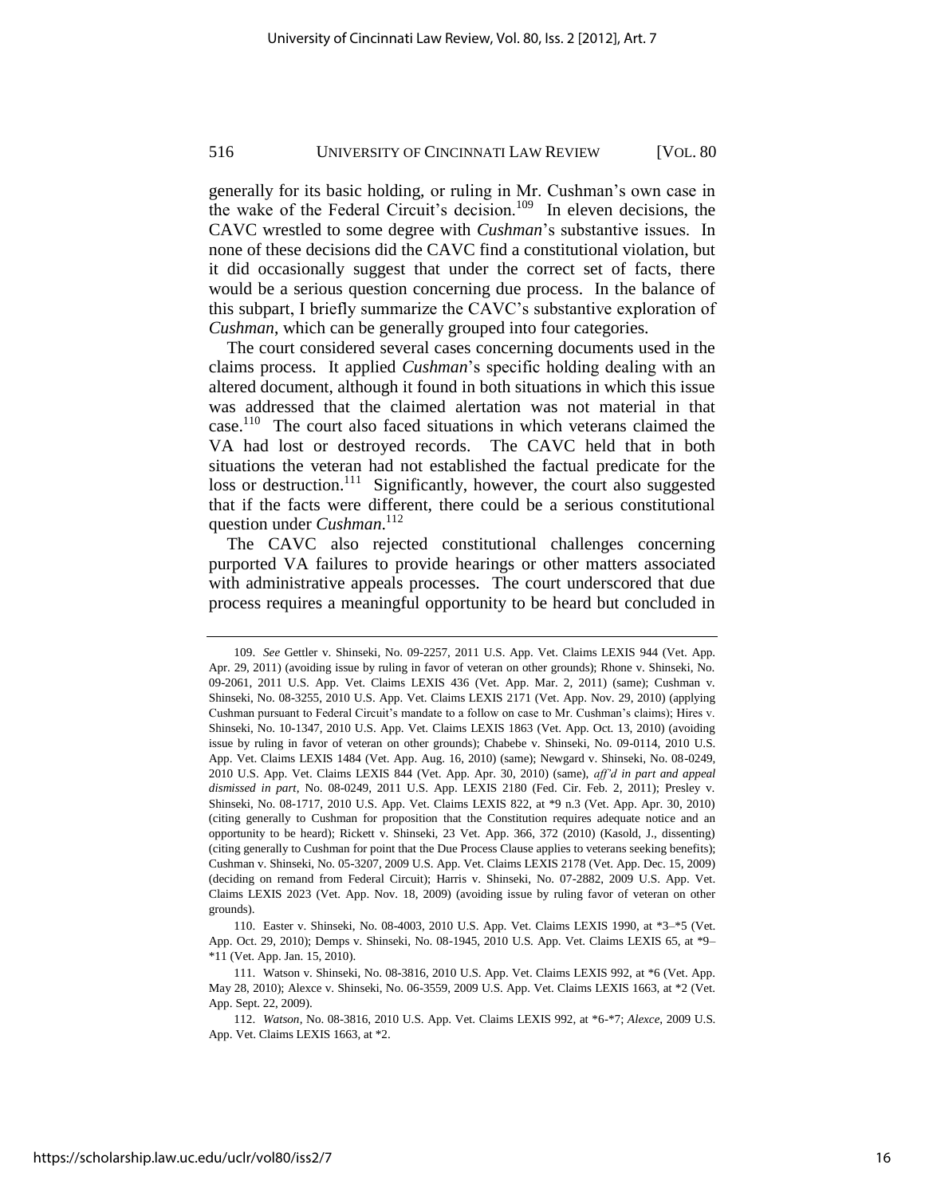generally for its basic holding, or ruling in Mr. Cushman's own case in the wake of the Federal Circuit's decision.[109] In eleven decisions, the CAVC wrestled to some degree with *Cushman*'s substantive issues. In none of these decisions did the CAVC find a constitutional violation, but it did occasionally suggest that under the correct set of facts, there would be a serious question concerning due process. In the balance of this subpart, I briefly summarize the CAVC's substantive exploration of *Cushman*, which can be generally grouped into four categories.

The court considered several cases concerning documents used in the claims process. It applied *Cushman*'s specific holding dealing with an altered document, although it found in both situations in which this issue was addressed that the claimed alertation was not material in that case.[110] The court also faced situations in which veterans claimed the VA had lost or destroyed records. The CAVC held that in both situations the veteran had not established the factual predicate for the loss or destruction.[111] Significantly, however, the court also suggested that if the facts were different, there could be a serious constitutional question under *Cushman*.[112]

The CAVC also rejected constitutional challenges concerning purported VA failures to provide hearings or other matters associated with administrative appeals processes. The court underscored that due process requires a meaningful opportunity to be heard but concluded in

---

109. *See* Gettler v. Shinseki, No. 09-2257, 2011 U.S. App. Vet. Claims LEXIS 944 (Vet. App. Apr. 29, 2011) (avoiding issue by ruling in favor of veteran on other grounds); Rhone v. Shinseki, No. 09-2061, 2011 U.S. App. Vet. Claims LEXIS 436 (Vet. App. Mar. 2, 2011) (same); Cushman v. Shinseki, No. 08-3255, 2010 U.S. App. Vet. Claims LEXIS 2171 (Vet. App. Nov. 29, 2010) (applying Cushman pursuant to Federal Circuit's mandate to a follow on case to Mr. Cushman's claims); Hires v. Shinseki, No. 10-1347, 2010 U.S. App. Vet. Claims LEXIS 1863 (Vet. App. Oct. 13, 2010) (avoiding issue by ruling in favor of veteran on other grounds); Chabebe v. Shinseki, No. 09-0114, 2010 U.S. App. Vet. Claims LEXIS 1484 (Vet. App. Aug. 16, 2010) (same); Newgard v. Shinseki, No. 08-0249, 2010 U.S. App. Vet. Claims LEXIS 844 (Vet. App. Apr. 30, 2010) (same), *aff'd in part and appeal dismissed in part*, No. 08-0249, 2011 U.S. App. LEXIS 2180 (Fed. Cir. Feb. 2, 2011); Presley v. Shinseki, No. 08-1717, 2010 U.S. App. Vet. Claims LEXIS 822, at *9 n.3 (Vet. App. Apr. 30, 2010) (citing generally to Cushman for proposition that the Constitution requires adequate notice and an opportunity to be heard); Rickett v. Shinseki, 23 Vet. App. 366, 372 (2010) (Kasold, J., dissenting) (citing generally to Cushman for point that the Due Process Clause applies to veterans seeking benefits); Cushman v. Shinseki, No. 05-3207, 2009 U.S. App. Vet. Claims LEXIS 2178 (Vet. App. Dec. 15, 2009) (deciding on remand from Federal Circuit); Harris v. Shinseki, No. 07-2882, 2009 U.S. App. Vet. Claims LEXIS 2023 (Vet. App. Nov. 18, 2009) (avoiding issue by ruling favor of veteran on other grounds).

110. Easter v. Shinseki, No. 08-4003, 2010 U.S. App. Vet. Claims LEXIS 1990, at *3–*5 (Vet. App. Oct. 29, 2010); Demps v. Shinseki, No. 08-1945, 2010 U.S. App. Vet. Claims LEXIS 65, at *9–*11 (Vet. App. Jan. 15, 2010).

111. Watson v. Shinseki, No. 08-3816, 2010 U.S. App. Vet. Claims LEXIS 992, at *6 (Vet. App. May 28, 2010); Alexce v. Shinseki, No. 06-3559, 2009 U.S. App. Vet. Claims LEXIS 1663, at *2 (Vet. App. Sept. 22, 2009).

112. *Watson*, No. 08-3816, 2010 U.S. App. Vet. Claims LEXIS 992, at *6-*7; *Alexce*, 2009 U.S. App. Vet. Claims LEXIS 1663, at *2.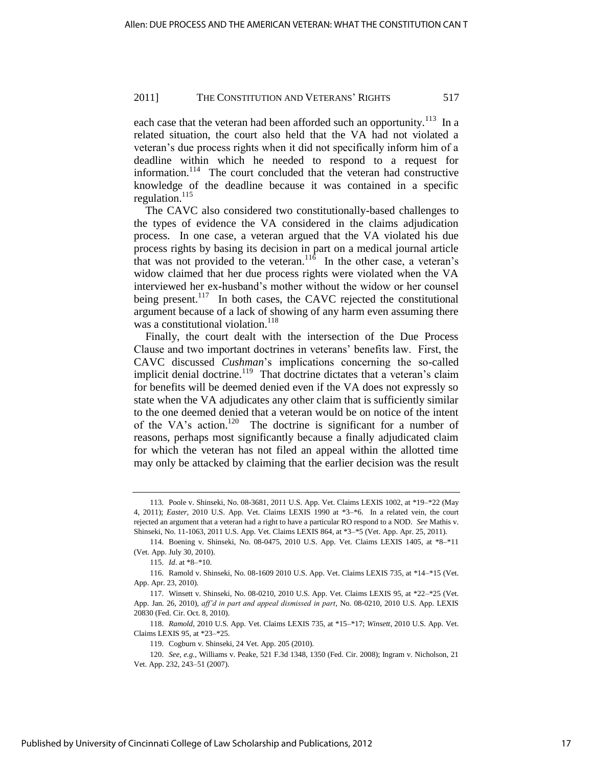each case that the veteran had been afforded such an opportunity.[113] In a related situation, the court also held that the VA had not violated a veteran's due process rights when it did not specifically inform him of a deadline within which he needed to respond to a request for information.[114] The court concluded that the veteran had constructive knowledge of the deadline because it was contained in a specific regulation.[115]

The CAVC also considered two constitutionally-based challenges to the types of evidence the VA considered in the claims adjudication process. In one case, a veteran argued that the VA violated his due process rights by basing its decision in part on a medical journal article that was not provided to the veteran.[116] In the other case, a veteran's widow claimed that her due process rights were violated when the VA interviewed her ex-husband's mother without the widow or her counsel being present.[117] In both cases, the CAVC rejected the constitutional argument because of a lack of showing of any harm even assuming there was a constitutional violation.[118]

Finally, the court dealt with the intersection of the Due Process Clause and two important doctrines in veterans' benefits law. First, the CAVC discussed *Cushman*'s implications concerning the so-called implicit denial doctrine.[119] That doctrine dictates that a veteran's claim for benefits will be deemed denied even if the VA does not expressly so state when the VA adjudicates any other claim that is sufficiently similar to the one deemed denied that a veteran would be on notice of the intent of the VA's action.[120] The doctrine is significant for a number of reasons, perhaps most significantly because a finally adjudicated claim for which the veteran has not filed an appeal within the allotted time may only be attacked by claiming that the earlier decision was the result

---

113. Poole v. Shinseki, No. 08-3681, 2011 U.S. App. Vet. Claims LEXIS 1002, at *19–*22 (May 4, 2011); *Easter*, 2010 U.S. App. Vet. Claims LEXIS 1990 at *3–*6. In a related vein, the court rejected an argument that a veteran had a right to have a particular RO respond to a NOD. *See* Mathis v. Shinseki, No. 11-1063, 2011 U.S. App. Vet. Claims LEXIS 864, at *3–*5 (Vet. App. Apr. 25, 2011).

114. Boening v. Shinseki, No. 08-0475, 2010 U.S. App. Vet. Claims LEXIS 1405, at *8–*11 (Vet. App. July 30, 2010).

115. *Id*. at *8–*10.

116. Ramold v. Shinseki, No. 08-1609 2010 U.S. App. Vet. Claims LEXIS 735, at *14–*15 (Vet. App. Apr. 23, 2010).

117. Winsett v. Shinseki, No. 08-0210, 2010 U.S. App. Vet. Claims LEXIS 95, at *22–*25 (Vet. App. Jan. 26, 2010), *aff'd in part and appeal dismissed in part*, No. 08-0210, 2010 U.S. App. LEXIS 20830 (Fed. Cir. Oct. 8, 2010).

118. *Ramold*, 2010 U.S. App. Vet. Claims LEXIS 735, at *15–*17; *Winsett*, 2010 U.S. App. Vet. Claims LEXIS 95, at *23–*25.

119. Cogburn v. Shinseki, 24 Vet. App. 205 (2010).

120. *See, e.g.*, Williams v. Peake, 521 F.3d 1348, 1350 (Fed. Cir. 2008); Ingram v. Nicholson, 21 Vet. App. 232, 243–51 (2007).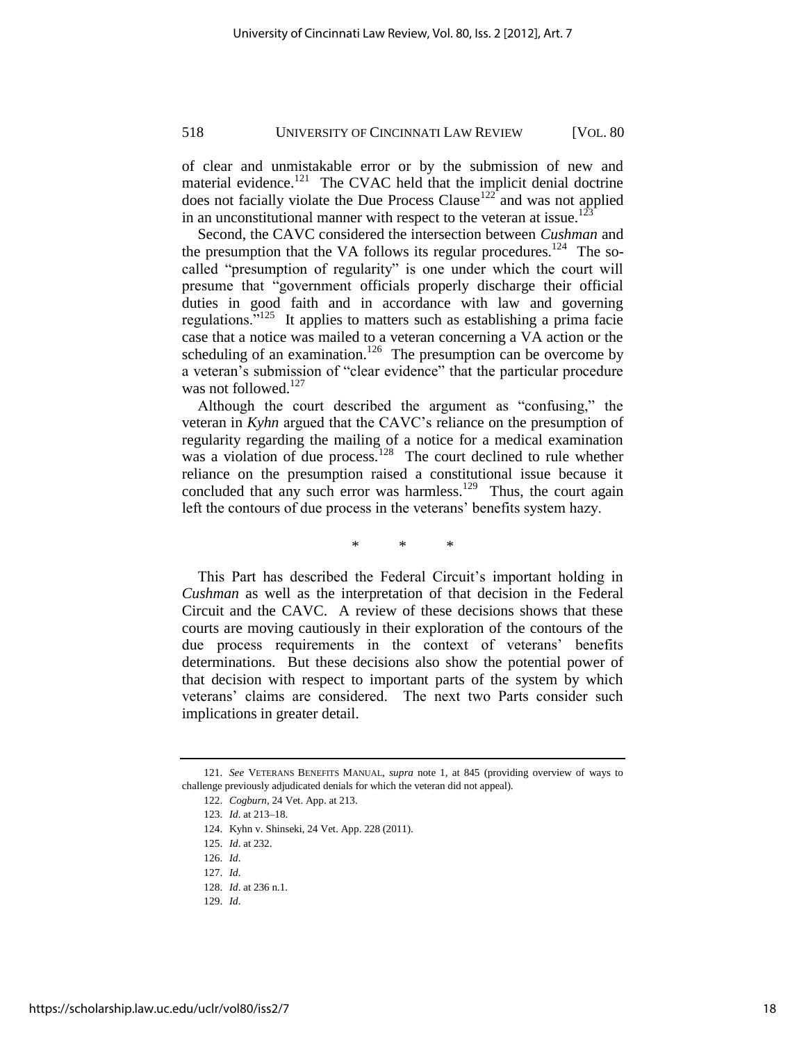of clear and unmistakable error or by the submission of new and material evidence.[121] The CVAC held that the implicit denial doctrine does not facially violate the Due Process Clause[122] and was not applied in an unconstitutional manner with respect to the veteran at issue.[123]

Second, the CAVC considered the intersection between *Cushman* and the presumption that the VA follows its regular procedures.[124] The so-called "presumption of regularity" is one under which the court will presume that "government officials properly discharge their official duties in good faith and in accordance with law and governing regulations."[125] It applies to matters such as establishing a prima facie case that a notice was mailed to a veteran concerning a VA action or the scheduling of an examination.[126] The presumption can be overcome by a veteran's submission of "clear evidence" that the particular procedure was not followed.[127]

Although the court described the argument as "confusing," the veteran in *Kyhn* argued that the CAVC's reliance on the presumption of regularity regarding the mailing of a notice for a medical examination was a violation of due process.[128] The court declined to rule whether reliance on the presumption raised a constitutional issue because it concluded that any such error was harmless.[129] Thus, the court again left the contours of due process in the veterans' benefits system hazy.

\* \* \*

This Part has described the Federal Circuit's important holding in *Cushman* as well as the interpretation of that decision in the Federal Circuit and the CAVC. A review of these decisions shows that these courts are moving cautiously in their exploration of the contours of the due process requirements in the context of veterans' benefits determinations. But these decisions also show the potential power of that decision with respect to important parts of the system by which veterans' claims are considered. The next two Parts consider such implications in greater detail.

---

121. *See* VETERANS BENEFITS MANUAL, *supra* note 1, at 845 (providing overview of ways to challenge previously adjudicated denials for which the veteran did not appeal).

122. *Cogburn*, 24 Vet. App. at 213.

123. *Id*. at 213–18.

124. Kyhn v. Shinseki, 24 Vet. App. 228 (2011).

125. *Id*. at 232.

126. *Id*.

127. *Id*.

128. *Id*. at 236 n.1.

129. *Id*.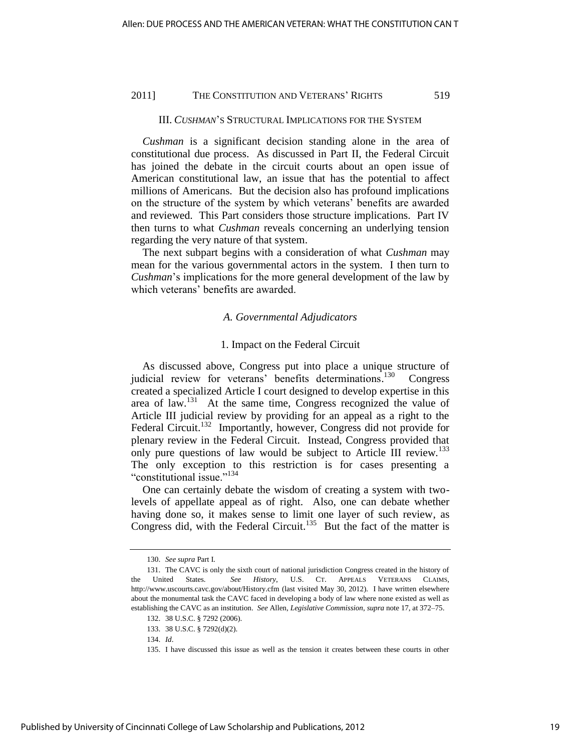## III. *CUSHMAN*'S STRUCTURAL IMPLICATIONS FOR THE SYSTEM

*Cushman* is a significant decision standing alone in the area of constitutional due process. As discussed in Part II, the Federal Circuit has joined the debate in the circuit courts about an open issue of American constitutional law, an issue that has the potential to affect millions of Americans. But the decision also has profound implications on the structure of the system by which veterans' benefits are awarded and reviewed. This Part considers those structure implications. Part IV then turns to what *Cushman* reveals concerning an underlying tension regarding the very nature of that system.

The next subpart begins with a consideration of what *Cushman* may mean for the various governmental actors in the system. I then turn to *Cushman*'s implications for the more general development of the law by which veterans' benefits are awarded.

### *A. Governmental Adjudicators*

#### 1. Impact on the Federal Circuit

As discussed above, Congress put into place a unique structure of judicial review for veterans' benefits determinations.[130] Congress created a specialized Article I court designed to develop expertise in this area of law.[131] At the same time, Congress recognized the value of Article III judicial review by providing for an appeal as a right to the Federal Circuit.[132] Importantly, however, Congress did not provide for plenary review in the Federal Circuit. Instead, Congress provided that only pure questions of law would be subject to Article III review.[133] The only exception to this restriction is for cases presenting a "constitutional issue."[134]

One can certainly debate the wisdom of creating a system with two-levels of appellate appeal as of right. Also, one can debate whether having done so, it makes sense to limit one layer of such review, as Congress did, with the Federal Circuit.[135] But the fact of the matter is

---

130. *See supra* Part I.

131. The CAVC is only the sixth court of national jurisdiction Congress created in the history of the United States. *See History*, U.S. CT. APPEALS VETERANS CLAIMS, http://www.uscourts.cavc.gov/about/History.cfm (last visited May 30, 2012). I have written elsewhere about the monumental task the CAVC faced in developing a body of law where none existed as well as establishing the CAVC as an institution. *See* Allen, *Legislative Commission*, *supra* note 17, at 372–75.

132. 38 U.S.C. § 7292 (2006).

133. 38 U.S.C. § 7292(d)(2).

134. *Id*.

135. I have discussed this issue as well as the tension it creates between these courts in other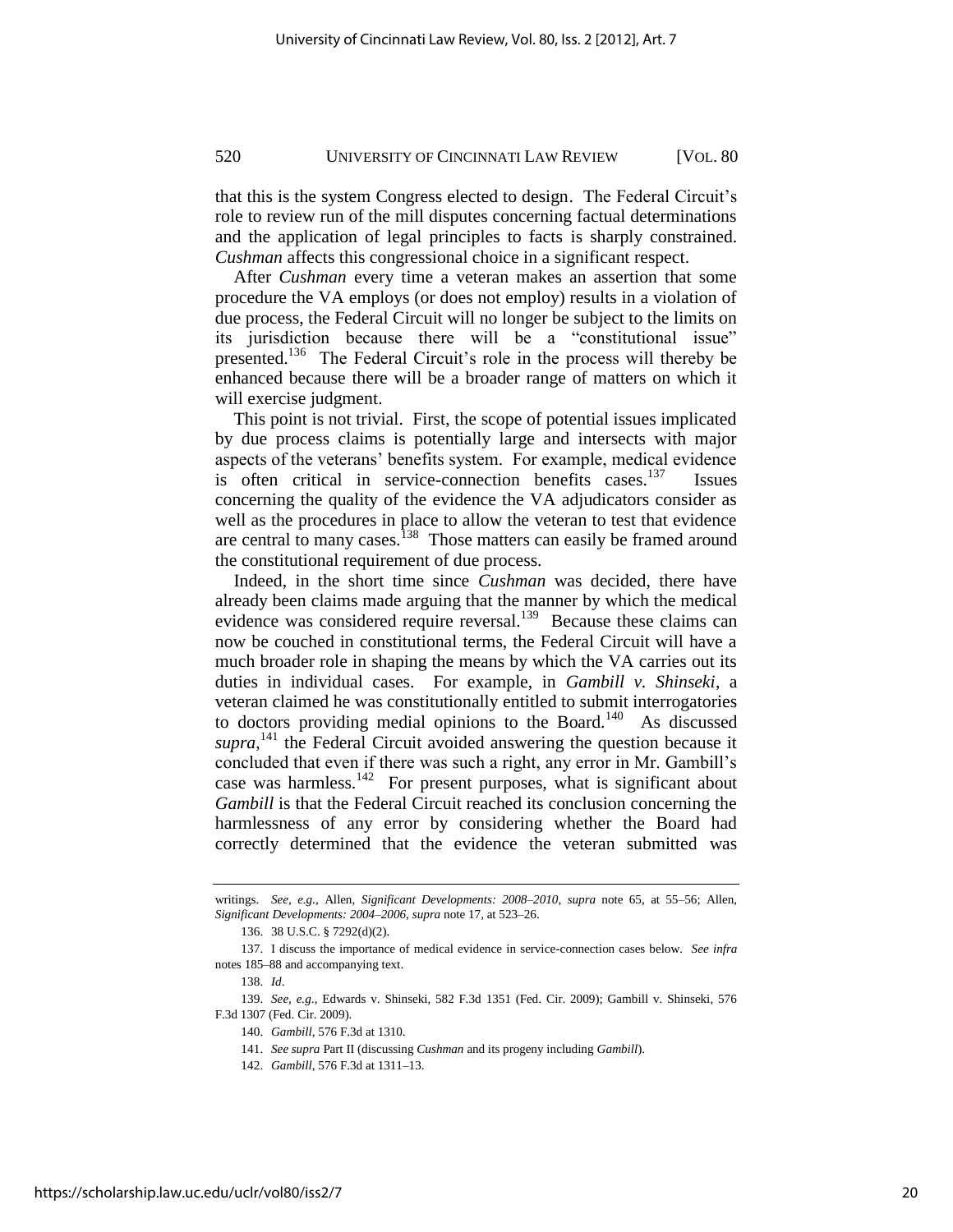that this is the system Congress elected to design. The Federal Circuit's role to review run of the mill disputes concerning factual determinations and the application of legal principles to facts is sharply constrained. *Cushman* affects this congressional choice in a significant respect.

After *Cushman* every time a veteran makes an assertion that some procedure the VA employs (or does not employ) results in a violation of due process, the Federal Circuit will no longer be subject to the limits on its jurisdiction because there will be a "constitutional issue" presented.[136] The Federal Circuit's role in the process will thereby be enhanced because there will be a broader range of matters on which it will exercise judgment.

This point is not trivial. First, the scope of potential issues implicated by due process claims is potentially large and intersects with major aspects of the veterans' benefits system. For example, medical evidence is often critical in service-connection benefits cases.[137] Issues concerning the quality of the evidence the VA adjudicators consider as well as the procedures in place to allow the veteran to test that evidence are central to many cases.[138] Those matters can easily be framed around the constitutional requirement of due process.

Indeed, in the short time since *Cushman* was decided, there have already been claims made arguing that the manner by which the medical evidence was considered require reversal.[139] Because these claims can now be couched in constitutional terms, the Federal Circuit will have a much broader role in shaping the means by which the VA carries out its duties in individual cases. For example, in *Gambill v. Shinseki*, a veteran claimed he was constitutionally entitled to submit interrogatories to doctors providing medial opinions to the Board.[140] As discussed *supra*,[141] the Federal Circuit avoided answering the question because it concluded that even if there was such a right, any error in Mr. Gambill's case was harmless.[142] For present purposes, what is significant about *Gambill* is that the Federal Circuit reached its conclusion concerning the harmlessness of any error by considering whether the Board had correctly determined that the evidence the veteran submitted was

---

writings. *See, e.g.*, Allen, *Significant Developments: 2008–2010*, *supra* note 65, at 55–56; Allen, *Significant Developments: 2004–2006*, *supra* note 17, at 523–26.

136. 38 U.S.C. § 7292(d)(2).

137. I discuss the importance of medical evidence in service-connection cases below. *See infra* notes 185–88 and accompanying text.

138. *Id*.

139. *See, e.g.*, Edwards v. Shinseki, 582 F.3d 1351 (Fed. Cir. 2009); Gambill v. Shinseki, 576 F.3d 1307 (Fed. Cir. 2009).

140. *Gambill*, 576 F.3d at 1310.

141. *See supra* Part II (discussing *Cushman* and its progeny including *Gambill*).

142. *Gambill*, 576 F.3d at 1311–13.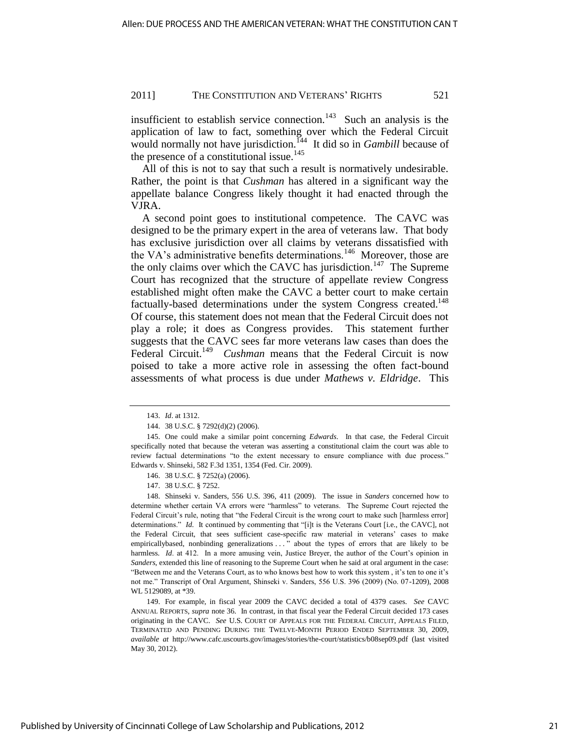insufficient to establish service connection.[143] Such an analysis is the application of law to fact, something over which the Federal Circuit would normally not have jurisdiction.[144] It did so in *Gambill* because of the presence of a constitutional issue.[145]

All of this is not to say that such a result is normatively undesirable. Rather, the point is that *Cushman* has altered in a significant way the appellate balance Congress likely thought it had enacted through the VJRA.

A second point goes to institutional competence. The CAVC was designed to be the primary expert in the area of veterans law. That body has exclusive jurisdiction over all claims by veterans dissatisfied with the VA's administrative benefits determinations.[146] Moreover, those are the only claims over which the CAVC has jurisdiction.[147] The Supreme Court has recognized that the structure of appellate review Congress established might often make the CAVC a better court to make certain factually-based determinations under the system Congress created.[148] Of course, this statement does not mean that the Federal Circuit does not play a role; it does as Congress provides. This statement further suggests that the CAVC sees far more veterans law cases than does the Federal Circuit.[149] *Cushman* means that the Federal Circuit is now poised to take a more active role in assessing the often fact-bound assessments of what process is due under *Mathews v. Eldridge*. This

---

143. *Id*. at 1312.

144. 38 U.S.C. § 7292(d)(2) (2006).

145. One could make a similar point concerning *Edwards*. In that case, the Federal Circuit specifically noted that because the veteran was asserting a constitutional claim the court was able to review factual determinations "to the extent necessary to ensure compliance with due process." Edwards v. Shinseki, 582 F.3d 1351, 1354 (Fed. Cir. 2009).

146. 38 U.S.C. § 7252(a) (2006).

147. 38 U.S.C. § 7252.

148. Shinseki v. Sanders, 556 U.S. 396, 411 (2009). The issue in *Sanders* concerned how to determine whether certain VA errors were "harmless" to veterans. The Supreme Court rejected the Federal Circuit's rule, noting that "the Federal Circuit is the wrong court to make such [harmless error] determinations." *Id.* It continued by commenting that "[i]t is the Veterans Court [i.e., the CAVC], not the Federal Circuit, that sees sufficient case-specific raw material in veterans' cases to make empiricallybased, nonbinding generalizations . . . " about the types of errors that are likely to be harmless. *Id*. at 412. In a more amusing vein, Justice Breyer, the author of the Court's opinion in *Sanders*, extended this line of reasoning to the Supreme Court when he said at oral argument in the case: "Between me and the Veterans Court, as to who knows best how to work this system , it's ten to one it's not me." Transcript of Oral Argument, Shinseki v. Sanders, 556 U.S. 396 (2009) (No. 07-1209), 2008 WL 5129089, at \*39.

149. For example, in fiscal year 2009 the CAVC decided a total of 4379 cases. *See* CAVC ANNUAL REPORTS, *supra* note 36. In contrast, in that fiscal year the Federal Circuit decided 173 cases originating in the CAVC. *See* U.S. COURT OF APPEALS FOR THE FEDERAL CIRCUIT, APPEALS FILED, TERMINATED AND PENDING DURING THE TWELVE-MONTH PERIOD ENDED SEPTEMBER 30, 2009, *available at* http://www.cafc.uscourts.gov/images/stories/the-court/statistics/b08sep09.pdf (last visited May 30, 2012).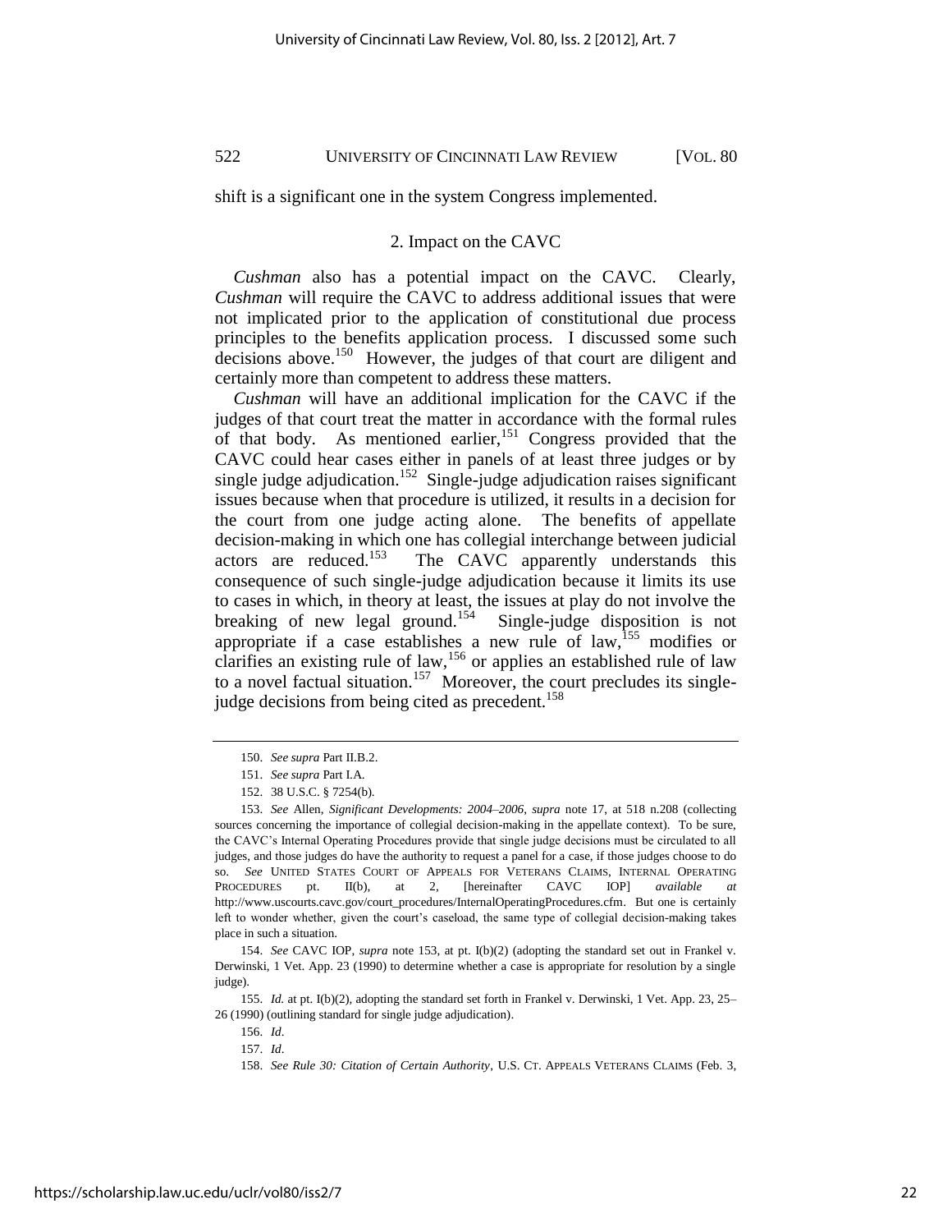shift is a significant one in the system Congress implemented.

### 2. Impact on the CAVC

*Cushman* also has a potential impact on the CAVC. Clearly, *Cushman* will require the CAVC to address additional issues that were not implicated prior to the application of constitutional due process principles to the benefits application process. I discussed some such decisions above.[150] However, the judges of that court are diligent and certainly more than competent to address these matters.

*Cushman* will have an additional implication for the CAVC if the judges of that court treat the matter in accordance with the formal rules of that body. As mentioned earlier,[151] Congress provided that the CAVC could hear cases either in panels of at least three judges or by single judge adjudication.[152] Single-judge adjudication raises significant issues because when that procedure is utilized, it results in a decision for the court from one judge acting alone. The benefits of appellate decision-making in which one has collegial interchange between judicial actors are reduced.[153] The CAVC apparently understands this consequence of such single-judge adjudication because it limits its use to cases in which, in theory at least, the issues at play do not involve the breaking of new legal ground.[154] Single-judge disposition is not appropriate if a case establishes a new rule of law,[155] modifies or clarifies an existing rule of law,[156] or applies an established rule of law to a novel factual situation.[157] Moreover, the court precludes its single-judge decisions from being cited as precedent.[158]

---

150. *See supra* Part II.B.2.

151. *See supra* Part I.A.

152. 38 U.S.C. § 7254(b).

153. *See* Allen, *Significant Developments: 2004–2006*, *supra* note 17, at 518 n.208 (collecting sources concerning the importance of collegial decision-making in the appellate context). To be sure, the CAVC's Internal Operating Procedures provide that single judge decisions must be circulated to all judges, and those judges do have the authority to request a panel for a case, if those judges choose to do so. *See* UNITED STATES COURT OF APPEALS FOR VETERANS CLAIMS, INTERNAL OPERATING PROCEDURES pt. II(b), at 2, [hereinafter CAVC IOP] *available at* http://www.uscourts.cavc.gov/court_procedures/InternalOperatingProcedures.cfm. But one is certainly left to wonder whether, given the court's caseload, the same type of collegial decision-making takes place in such a situation.

154. *See* CAVC IOP, *supra* note 153, at pt. I(b)(2) (adopting the standard set out in Frankel v. Derwinski, 1 Vet. App. 23 (1990) to determine whether a case is appropriate for resolution by a single judge).

155. *Id.* at pt. I(b)(2), adopting the standard set forth in Frankel v. Derwinski, 1 Vet. App. 23, 25–26 (1990) (outlining standard for single judge adjudication).

156. *Id*.

157. *Id*.

158. *See Rule 30: Citation of Certain Authority*, U.S. CT. APPEALS VETERANS CLAIMS (Feb. 3,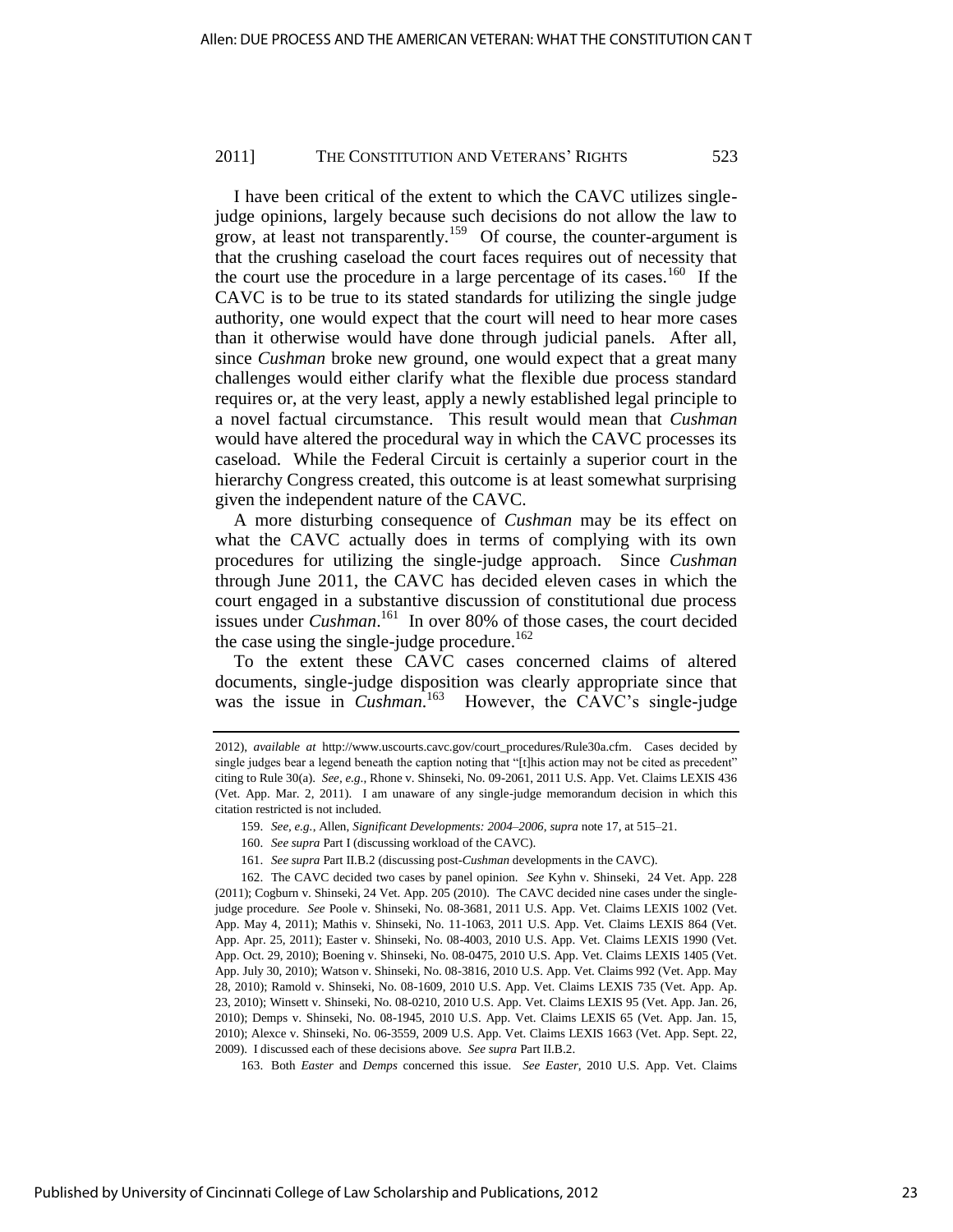I have been critical of the extent to which the CAVC utilizes single-judge opinions, largely because such decisions do not allow the law to grow, at least not transparently.[159] Of course, the counter-argument is that the crushing caseload the court faces requires out of necessity that the court use the procedure in a large percentage of its cases.[160] If the CAVC is to be true to its stated standards for utilizing the single judge authority, one would expect that the court will need to hear more cases than it otherwise would have done through judicial panels. After all, since *Cushman* broke new ground, one would expect that a great many challenges would either clarify what the flexible due process standard requires or, at the very least, apply a newly established legal principle to a novel factual circumstance. This result would mean that *Cushman* would have altered the procedural way in which the CAVC processes its caseload. While the Federal Circuit is certainly a superior court in the hierarchy Congress created, this outcome is at least somewhat surprising given the independent nature of the CAVC.

A more disturbing consequence of *Cushman* may be its effect on what the CAVC actually does in terms of complying with its own procedures for utilizing the single-judge approach. Since *Cushman* through June 2011, the CAVC has decided eleven cases in which the court engaged in a substantive discussion of constitutional due process issues under *Cushman*.[161] In over 80% of those cases, the court decided the case using the single-judge procedure.[162]

To the extent these CAVC cases concerned claims of altered documents, single-judge disposition was clearly appropriate since that was the issue in *Cushman*.[163] However, the CAVC's single-judge

---

2012), *available at* http://www.uscourts.cavc.gov/court_procedures/Rule30a.cfm. Cases decided by single judges bear a legend beneath the caption noting that "[t]his action may not be cited as precedent" citing to Rule 30(a). *See, e.g.*, Rhone v. Shinseki, No. 09-2061, 2011 U.S. App. Vet. Claims LEXIS 436 (Vet. App. Mar. 2, 2011). I am unaware of any single-judge memorandum decision in which this citation restricted is not included.

159. *See, e.g.*, Allen, *Significant Developments: 2004–2006*, *supra* note 17, at 515–21.

160. *See supra* Part I (discussing workload of the CAVC).

161. *See supra* Part II.B.2 (discussing post-*Cushman* developments in the CAVC).

162. The CAVC decided two cases by panel opinion. *See* Kyhn v. Shinseki, 24 Vet. App. 228 (2011); Cogburn v. Shinseki, 24 Vet. App. 205 (2010). The CAVC decided nine cases under the single-judge procedure. *See* Poole v. Shinseki, No. 08-3681, 2011 U.S. App. Vet. Claims LEXIS 1002 (Vet. App. May 4, 2011); Mathis v. Shinseki, No. 11-1063, 2011 U.S. App. Vet. Claims LEXIS 864 (Vet. App. Apr. 25, 2011); Easter v. Shinseki, No. 08-4003, 2010 U.S. App. Vet. Claims LEXIS 1990 (Vet. App. Oct. 29, 2010); Boening v. Shinseki, No. 08-0475, 2010 U.S. App. Vet. Claims LEXIS 1405 (Vet. App. July 30, 2010); Watson v. Shinseki, No. 08-3816, 2010 U.S. App. Vet. Claims 992 (Vet. App. May 28, 2010); Ramold v. Shinseki, No. 08-1609, 2010 U.S. App. Vet. Claims LEXIS 735 (Vet. App. Ap. 23, 2010); Winsett v. Shinseki, No. 08-0210, 2010 U.S. App. Vet. Claims LEXIS 95 (Vet. App. Jan. 26, 2010); Demps v. Shinseki, No. 08-1945, 2010 U.S. App. Vet. Claims LEXIS 65 (Vet. App. Jan. 15, 2010); Alexce v. Shinseki, No. 06-3559, 2009 U.S. App. Vet. Claims LEXIS 1663 (Vet. App. Sept. 22, 2009). I discussed each of these decisions above. *See supra* Part II.B.2.

163. Both *Easter* and *Demps* concerned this issue. *See Easter*, 2010 U.S. App. Vet. Claims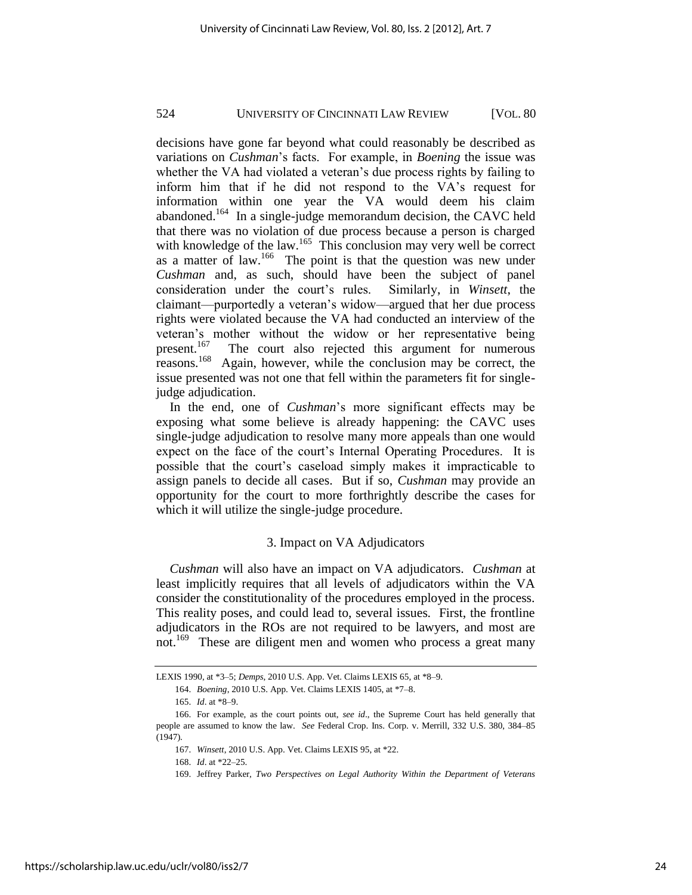decisions have gone far beyond what could reasonably be described as variations on *Cushman*'s facts. For example, in *Boening* the issue was whether the VA had violated a veteran's due process rights by failing to inform him that if he did not respond to the VA's request for information within one year the VA would deem his claim abandoned.[164] In a single-judge memorandum decision, the CAVC held that there was no violation of due process because a person is charged with knowledge of the law.[165] This conclusion may very well be correct as a matter of law.[166] The point is that the question was new under *Cushman* and, as such, should have been the subject of panel consideration under the court's rules. Similarly, in *Winsett*, the claimant—purportedly a veteran's widow—argued that her due process rights were violated because the VA had conducted an interview of the veteran's mother without the widow or her representative being present.[167] The court also rejected this argument for numerous reasons.[168] Again, however, while the conclusion may be correct, the issue presented was not one that fell within the parameters fit for single-judge adjudication.

In the end, one of *Cushman*'s more significant effects may be exposing what some believe is already happening: the CAVC uses single-judge adjudication to resolve many more appeals than one would expect on the face of the court's Internal Operating Procedures. It is possible that the court's caseload simply makes it impracticable to assign panels to decide all cases. But if so, *Cushman* may provide an opportunity for the court to more forthrightly describe the cases for which it will utilize the single-judge procedure.

### 3. Impact on VA Adjudicators

*Cushman* will also have an impact on VA adjudicators. *Cushman* at least implicitly requires that all levels of adjudicators within the VA consider the constitutionality of the procedures employed in the process. This reality poses, and could lead to, several issues. First, the frontline adjudicators in the ROs are not required to be lawyers, and most are not.[169] These are diligent men and women who process a great many

---

LEXIS 1990, at \*3–5; *Demps*, 2010 U.S. App. Vet. Claims LEXIS 65, at \*8–9.

164. *Boening*, 2010 U.S. App. Vet. Claims LEXIS 1405, at \*7–8.

165. *Id*. at \*8–9.

166. For example, as the court points out, *see id*., the Supreme Court has held generally that people are assumed to know the law. *See* Federal Crop. Ins. Corp. v. Merrill, 332 U.S. 380, 384–85 (1947).

167. *Winsett*, 2010 U.S. App. Vet. Claims LEXIS 95, at \*22.

168. *Id*. at \*22–25.

169. Jeffrey Parker, *Two Perspectives on Legal Authority Within the Department of Veterans*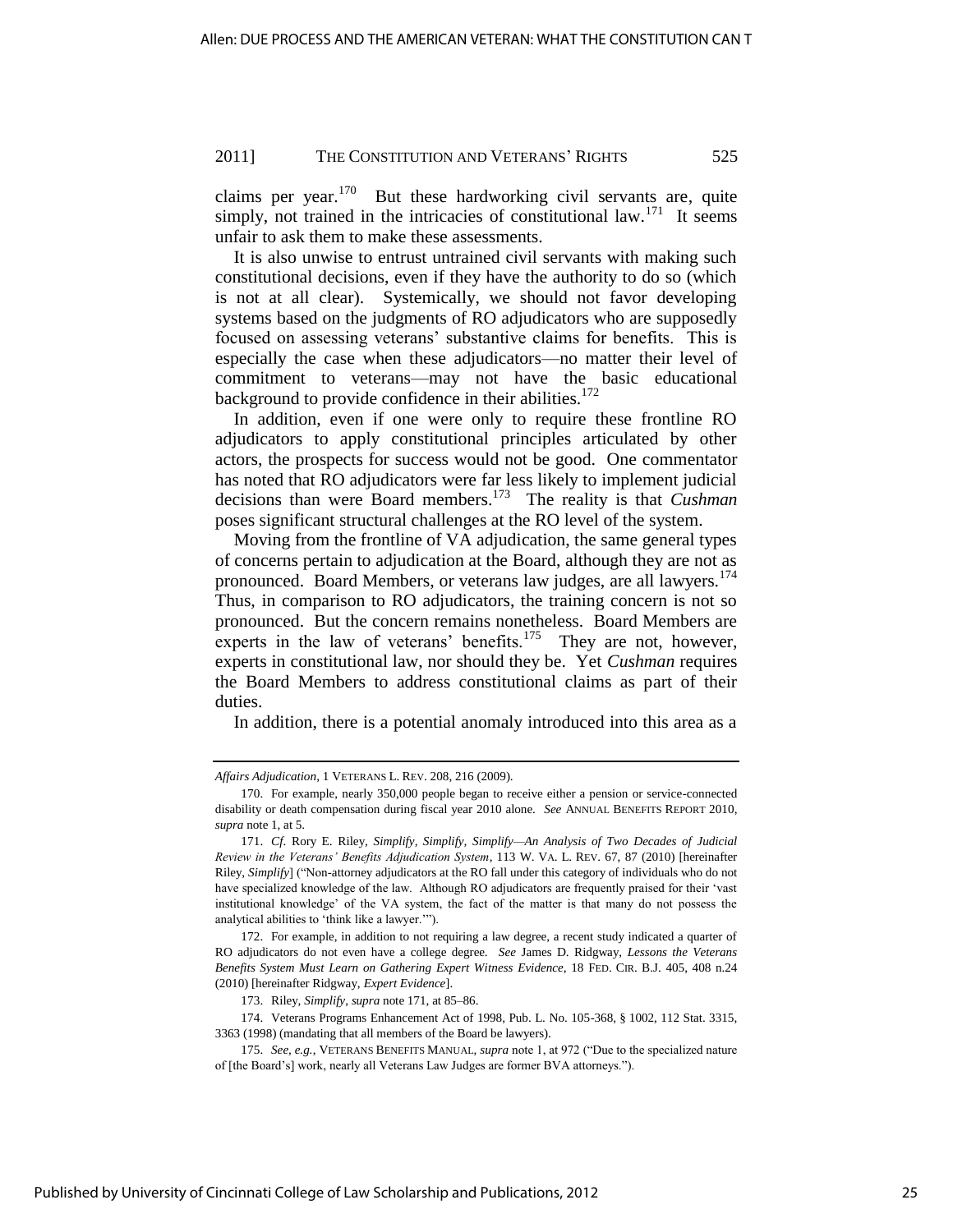claims per year.[170] But these hardworking civil servants are, quite simply, not trained in the intricacies of constitutional law.[171] It seems unfair to ask them to make these assessments.

It is also unwise to entrust untrained civil servants with making such constitutional decisions, even if they have the authority to do so (which is not at all clear). Systemically, we should not favor developing systems based on the judgments of RO adjudicators who are supposedly focused on assessing veterans' substantive claims for benefits. This is especially the case when these adjudicators—no matter their level of commitment to veterans—may not have the basic educational background to provide confidence in their abilities.[172]

In addition, even if one were only to require these frontline RO adjudicators to apply constitutional principles articulated by other actors, the prospects for success would not be good. One commentator has noted that RO adjudicators were far less likely to implement judicial decisions than were Board members.[173] The reality is that *Cushman* poses significant structural challenges at the RO level of the system.

Moving from the frontline of VA adjudication, the same general types of concerns pertain to adjudication at the Board, although they are not as pronounced. Board Members, or veterans law judges, are all lawyers.[174] Thus, in comparison to RO adjudicators, the training concern is not so pronounced. But the concern remains nonetheless. Board Members are experts in the law of veterans' benefits.[175] They are not, however, experts in constitutional law, nor should they be. Yet *Cushman* requires the Board Members to address constitutional claims as part of their duties.

In addition, there is a potential anomaly introduced into this area as a

---

*Affairs Adjudication*, 1 VETERANS L. REV. 208, 216 (2009).

170. For example, nearly 350,000 people began to receive either a pension or service-connected disability or death compensation during fiscal year 2010 alone. *See* ANNUAL BENEFITS REPORT 2010, *supra* note 1, at 5.

171. *Cf.* Rory E. Riley, *Simplify, Simplify, Simplify—An Analysis of Two Decades of Judicial Review in the Veterans' Benefits Adjudication System*, 113 W. VA. L. REV. 67, 87 (2010) [hereinafter Riley, *Simplify*] ("Non-attorney adjudicators at the RO fall under this category of individuals who do not have specialized knowledge of the law. Although RO adjudicators are frequently praised for their 'vast institutional knowledge' of the VA system, the fact of the matter is that many do not possess the analytical abilities to 'think like a lawyer.'").

172. For example, in addition to not requiring a law degree, a recent study indicated a quarter of RO adjudicators do not even have a college degree. *See* James D. Ridgway, *Lessons the Veterans Benefits System Must Learn on Gathering Expert Witness Evidence*, 18 FED. CIR. B.J. 405, 408 n.24 (2010) [hereinafter Ridgway, *Expert Evidence*].

173. Riley, *Simplify*, *supra* note 171, at 85–86.

174. Veterans Programs Enhancement Act of 1998, Pub. L. No. 105-368, § 1002, 112 Stat. 3315, 3363 (1998) (mandating that all members of the Board be lawyers).

175. *See, e.g.*, VETERANS BENEFITS MANUAL, *supra* note 1, at 972 ("Due to the specialized nature of [the Board's] work, nearly all Veterans Law Judges are former BVA attorneys.").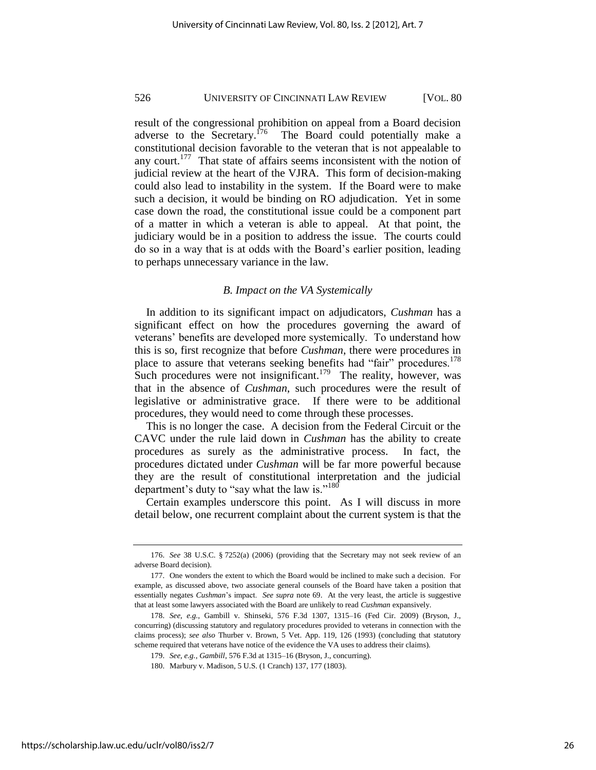result of the congressional prohibition on appeal from a Board decision adverse to the Secretary.[176] The Board could potentially make a constitutional decision favorable to the veteran that is not appealable to any court.[177] That state of affairs seems inconsistent with the notion of judicial review at the heart of the VJRA. This form of decision-making could also lead to instability in the system. If the Board were to make such a decision, it would be binding on RO adjudication. Yet in some case down the road, the constitutional issue could be a component part of a matter in which a veteran is able to appeal. At that point, the judiciary would be in a position to address the issue. The courts could do so in a way that is at odds with the Board's earlier position, leading to perhaps unnecessary variance in the law.

### *B. Impact on the VA Systemically*

In addition to its significant impact on adjudicators, *Cushman* has a significant effect on how the procedures governing the award of veterans' benefits are developed more systemically. To understand how this is so, first recognize that before *Cushman*, there were procedures in place to assure that veterans seeking benefits had "fair" procedures.[178] Such procedures were not insignificant.[179] The reality, however, was that in the absence of *Cushman*, such procedures were the result of legislative or administrative grace. If there were to be additional procedures, they would need to come through these processes.

This is no longer the case. A decision from the Federal Circuit or the CAVC under the rule laid down in *Cushman* has the ability to create procedures as surely as the administrative process. In fact, the procedures dictated under *Cushman* will be far more powerful because they are the result of constitutional interpretation and the judicial department's duty to "say what the law is."[180]

Certain examples underscore this point. As I will discuss in more detail below, one recurrent complaint about the current system is that the

---

176. *See* 38 U.S.C. § 7252(a) (2006) (providing that the Secretary may not seek review of an adverse Board decision).

177. One wonders the extent to which the Board would be inclined to make such a decision. For example, as discussed above, two associate general counsels of the Board have taken a position that essentially negates *Cushman*'s impact. *See supra* note 69. At the very least, the article is suggestive that at least some lawyers associated with the Board are unlikely to read *Cushman* expansively.

178. *See, e.g.*, Gambill v. Shinseki, 576 F.3d 1307, 1315–16 (Fed Cir. 2009) (Bryson, J., concurring) (discussing statutory and regulatory procedures provided to veterans in connection with the claims process); *see also* Thurber v. Brown, 5 Vet. App. 119, 126 (1993) (concluding that statutory scheme required that veterans have notice of the evidence the VA uses to address their claims).

179. *See, e.g.*, *Gambill*, 576 F.3d at 1315–16 (Bryson, J., concurring).

180. Marbury v. Madison, 5 U.S. (1 Cranch) 137, 177 (1803).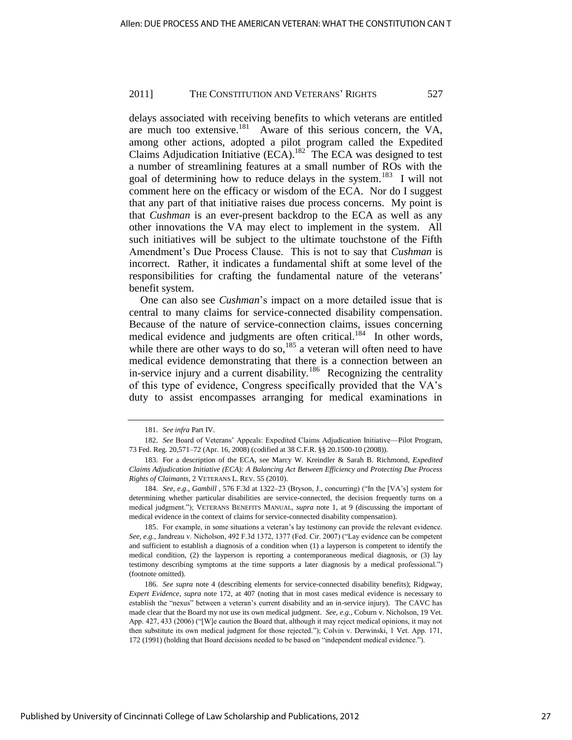delays associated with receiving benefits to which veterans are entitled are much too extensive.[181] Aware of this serious concern, the VA, among other actions, adopted a pilot program called the Expedited Claims Adjudication Initiative (ECA).[182] The ECA was designed to test a number of streamlining features at a small number of ROs with the goal of determining how to reduce delays in the system.[183] I will not comment here on the efficacy or wisdom of the ECA. Nor do I suggest that any part of that initiative raises due process concerns. My point is that *Cushman* is an ever-present backdrop to the ECA as well as any other innovations the VA may elect to implement in the system. All such initiatives will be subject to the ultimate touchstone of the Fifth Amendment's Due Process Clause. This is not to say that *Cushman* is incorrect. Rather, it indicates a fundamental shift at some level of the responsibilities for crafting the fundamental nature of the veterans' benefit system.

One can also see *Cushman*'s impact on a more detailed issue that is central to many claims for service-connected disability compensation. Because of the nature of service-connection claims, issues concerning medical evidence and judgments are often critical.[184] In other words, while there are other ways to do so,[185] a veteran will often need to have medical evidence demonstrating that there is a connection between an in-service injury and a current disability.[186] Recognizing the centrality of this type of evidence, Congress specifically provided that the VA's duty to assist encompasses arranging for medical examinations in

---

181. *See infra* Part IV.

182. *See* Board of Veterans' Appeals: Expedited Claims Adjudication Initiative—Pilot Program, 73 Fed. Reg. 20,571–72 (Apr. 16, 2008) (codified at 38 C.F.R. §§ 20.1500-10 (2008)).

183. For a description of the ECA, see Marcy W. Kreindler & Sarah B. Richmond, *Expedited Claims Adjudication Initiative (ECA): A Balancing Act Between Efficiency and Protecting Due Process Rights of Claimants*, 2 VETERANS L. REV. 55 (2010).

184. *See, e.g.*, *Gambill* , 576 F.3d at 1322–23 (Bryson, J., concurring) ("In the [VA's] system for determining whether particular disabilities are service-connected, the decision frequently turns on a medical judgment."); VETERANS BENEFITS MANUAL, *supra* note 1, at 9 (discussing the important of medical evidence in the context of claims for service-connected disability compensation).

185. For example, in some situations a veteran's lay testimony can provide the relevant evidence. *See, e.g.*, Jandreau v. Nicholson, 492 F.3d 1372, 1377 (Fed. Cir. 2007) ("Lay evidence can be competent and sufficient to establish a diagnosis of a condition when (1) a layperson is competent to identify the medical condition, (2) the layperson is reporting a contemporaneous medical diagnosis, or (3) lay testimony describing symptoms at the time supports a later diagnosis by a medical professional.") (footnote omitted).

186. *See supra* note 4 (describing elements for service-connected disability benefits); Ridgway, *Expert Evidence*, *supra* note 172, at 407 (noting that in most cases medical evidence is necessary to establish the "nexus" between a veteran's current disability and an in-service injury). The CAVC has made clear that the Board my not use its own medical judgment. *See, e.g.*, Coburn v. Nicholson, 19 Vet. App. 427, 433 (2006) ("[W]e caution the Board that, although it may reject medical opinions, it may not then substitute its own medical judgment for those rejected."); Colvin v. Derwinski, 1 Vet. App. 171, 172 (1991) (holding that Board decisions needed to be based on "independent medical evidence.").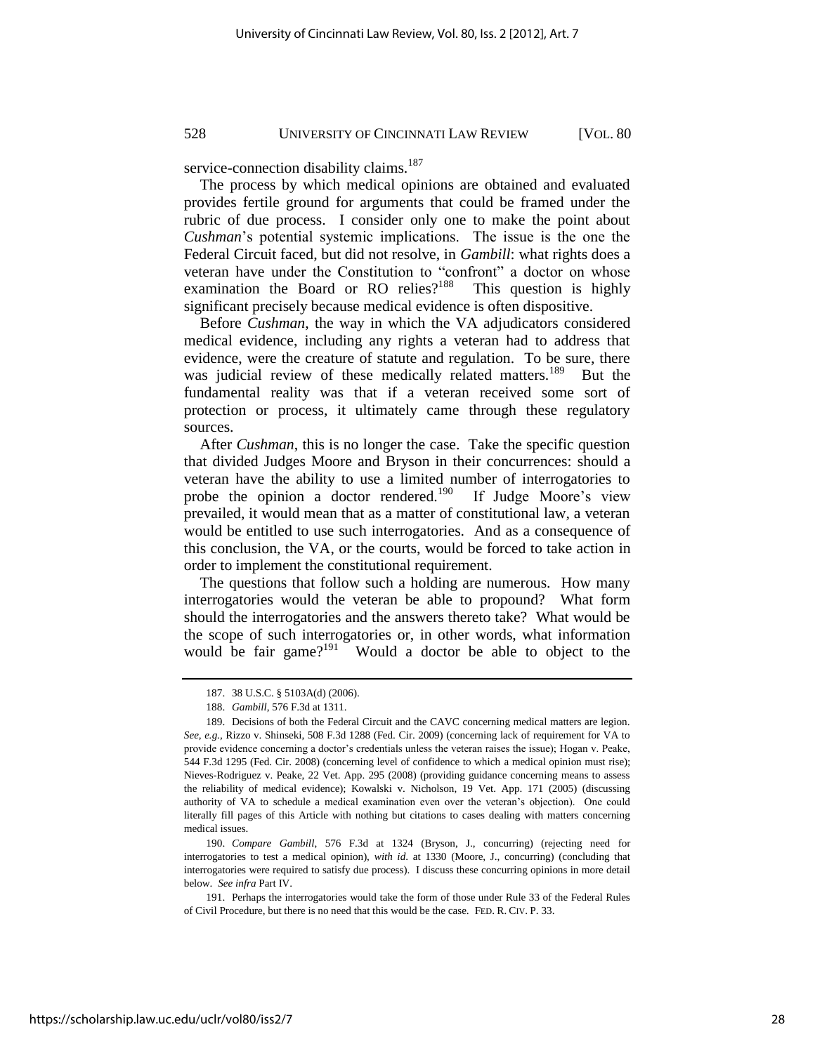service-connection disability claims.[187]

The process by which medical opinions are obtained and evaluated provides fertile ground for arguments that could be framed under the rubric of due process. I consider only one to make the point about *Cushman*'s potential systemic implications. The issue is the one the Federal Circuit faced, but did not resolve, in *Gambill*: what rights does a veteran have under the Constitution to "confront" a doctor on whose examination the Board or RO relies?[188] This question is highly significant precisely because medical evidence is often dispositive.

Before *Cushman*, the way in which the VA adjudicators considered medical evidence, including any rights a veteran had to address that evidence, were the creature of statute and regulation. To be sure, there was judicial review of these medically related matters.[189] But the fundamental reality was that if a veteran received some sort of protection or process, it ultimately came through these regulatory sources.

After *Cushman*, this is no longer the case. Take the specific question that divided Judges Moore and Bryson in their concurrences: should a veteran have the ability to use a limited number of interrogatories to probe the opinion a doctor rendered.[190] If Judge Moore's view prevailed, it would mean that as a matter of constitutional law, a veteran would be entitled to use such interrogatories. And as a consequence of this conclusion, the VA, or the courts, would be forced to take action in order to implement the constitutional requirement.

The questions that follow such a holding are numerous. How many interrogatories would the veteran be able to propound? What form should the interrogatories and the answers thereto take? What would be the scope of such interrogatories or, in other words, what information would be fair game?[191] Would a doctor be able to object to the

---

187. 38 U.S.C. § 5103A(d) (2006).

188. *Gambill*, 576 F.3d at 1311.

189. Decisions of both the Federal Circuit and the CAVC concerning medical matters are legion. *See, e.g.*, Rizzo v. Shinseki, 508 F.3d 1288 (Fed. Cir. 2009) (concerning lack of requirement for VA to provide evidence concerning a doctor's credentials unless the veteran raises the issue); Hogan v. Peake, 544 F.3d 1295 (Fed. Cir. 2008) (concerning level of confidence to which a medical opinion must rise); Nieves-Rodriguez v. Peake, 22 Vet. App. 295 (2008) (providing guidance concerning means to assess the reliability of medical evidence); Kowalski v. Nicholson, 19 Vet. App. 171 (2005) (discussing authority of VA to schedule a medical examination even over the veteran's objection). One could literally fill pages of this Article with nothing but citations to cases dealing with matters concerning medical issues.

190. *Compare Gambill*, 576 F.3d at 1324 (Bryson, J., concurring) (rejecting need for interrogatories to test a medical opinion), *with id.* at 1330 (Moore, J., concurring) (concluding that interrogatories were required to satisfy due process). I discuss these concurring opinions in more detail below. *See infra* Part IV.

191. Perhaps the interrogatories would take the form of those under Rule 33 of the Federal Rules of Civil Procedure, but there is no need that this would be the case. FED. R. CIV. P. 33.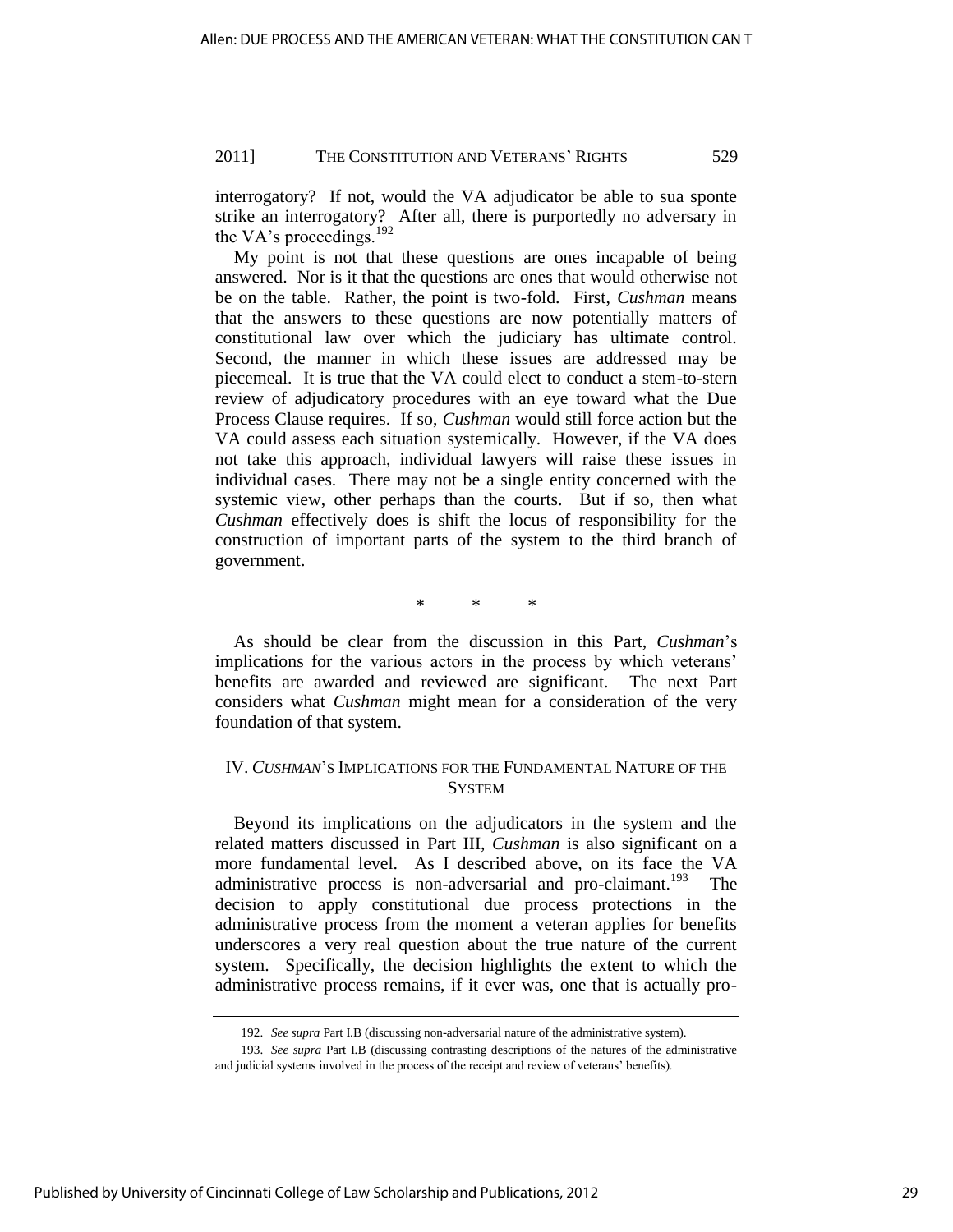interrogatory? If not, would the VA adjudicator be able to sua sponte strike an interrogatory? After all, there is purportedly no adversary in the VA's proceedings.[192]

My point is not that these questions are ones incapable of being answered. Nor is it that the questions are ones that would otherwise not be on the table. Rather, the point is two-fold. First, *Cushman* means that the answers to these questions are now potentially matters of constitutional law over which the judiciary has ultimate control. Second, the manner in which these issues are addressed may be piecemeal. It is true that the VA could elect to conduct a stem-to-stern review of adjudicatory procedures with an eye toward what the Due Process Clause requires. If so, *Cushman* would still force action but the VA could assess each situation systemically. However, if the VA does not take this approach, individual lawyers will raise these issues in individual cases. There may not be a single entity concerned with the systemic view, other perhaps than the courts. But if so, then what *Cushman* effectively does is shift the locus of responsibility for the construction of important parts of the system to the third branch of government.

\* \* \*

As should be clear from the discussion in this Part, *Cushman*'s implications for the various actors in the process by which veterans' benefits are awarded and reviewed are significant. The next Part considers what *Cushman* might mean for a consideration of the very foundation of that system.

## IV. *CUSHMAN*'S IMPLICATIONS FOR THE FUNDAMENTAL NATURE OF THE SYSTEM

Beyond its implications on the adjudicators in the system and the related matters discussed in Part III, *Cushman* is also significant on a more fundamental level. As I described above, on its face the VA administrative process is non-adversarial and pro-claimant.[193] The decision to apply constitutional due process protections in the administrative process from the moment a veteran applies for benefits underscores a very real question about the true nature of the current system. Specifically, the decision highlights the extent to which the administrative process remains, if it ever was, one that is actually pro-

---

192. *See supra* Part I.B (discussing non-adversarial nature of the administrative system).

193. *See supra* Part I.B (discussing contrasting descriptions of the natures of the administrative and judicial systems involved in the process of the receipt and review of veterans' benefits).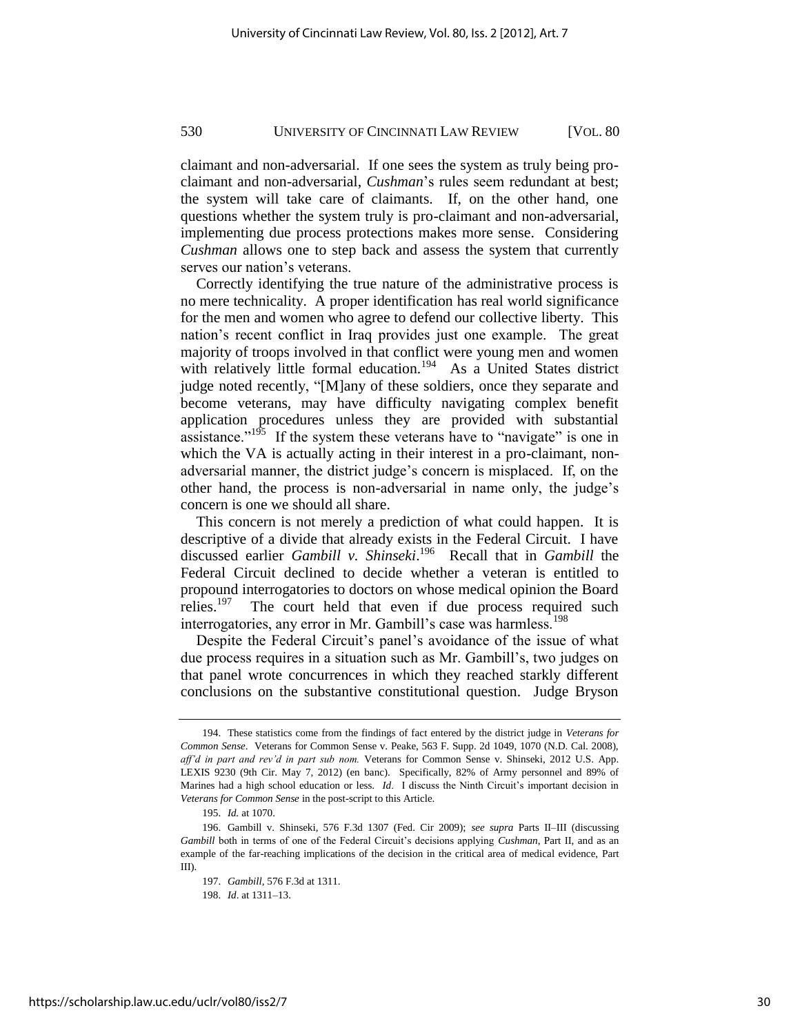claimant and non-adversarial. If one sees the system as truly being pro-claimant and non-adversarial, *Cushman*'s rules seem redundant at best; the system will take care of claimants. If, on the other hand, one questions whether the system truly is pro-claimant and non-adversarial, implementing due process protections makes more sense. Considering *Cushman* allows one to step back and assess the system that currently serves our nation's veterans.

Correctly identifying the true nature of the administrative process is no mere technicality. A proper identification has real world significance for the men and women who agree to defend our collective liberty. This nation's recent conflict in Iraq provides just one example. The great majority of troops involved in that conflict were young men and women with relatively little formal education.[194] As a United States district judge noted recently, "[M]any of these soldiers, once they separate and become veterans, may have difficulty navigating complex benefit application procedures unless they are provided with substantial assistance."[195] If the system these veterans have to "navigate" is one in which the VA is actually acting in their interest in a pro-claimant, non-adversarial manner, the district judge's concern is misplaced. If, on the other hand, the process is non-adversarial in name only, the judge's concern is one we should all share.

This concern is not merely a prediction of what could happen. It is descriptive of a divide that already exists in the Federal Circuit. I have discussed earlier *Gambill v. Shinseki*.[196] Recall that in *Gambill* the Federal Circuit declined to decide whether a veteran is entitled to propound interrogatories to doctors on whose medical opinion the Board relies.[197] The court held that even if due process required such interrogatories, any error in Mr. Gambill's case was harmless.[198]

Despite the Federal Circuit's panel's avoidance of the issue of what due process requires in a situation such as Mr. Gambill's, two judges on that panel wrote concurrences in which they reached starkly different conclusions on the substantive constitutional question. Judge Bryson

---

194. These statistics come from the findings of fact entered by the district judge in *Veterans for Common Sense*. Veterans for Common Sense v. Peake, 563 F. Supp. 2d 1049, 1070 (N.D. Cal. 2008), *aff'd in part and rev'd in part sub nom.* Veterans for Common Sense v. Shinseki, 2012 U.S. App. LEXIS 9230 (9th Cir. May 7, 2012) (en banc). Specifically, 82% of Army personnel and 89% of Marines had a high school education or less. *Id*. I discuss the Ninth Circuit's important decision in *Veterans for Common Sense* in the post-script to this Article.

195. *Id.* at 1070.

196. Gambill v. Shinseki, 576 F.3d 1307 (Fed. Cir 2009); *see supra* Parts II–III (discussing *Gambill* both in terms of one of the Federal Circuit's decisions applying *Cushman*, Part II, and as an example of the far-reaching implications of the decision in the critical area of medical evidence, Part III).

197. *Gambill*, 576 F.3d at 1311.

198. *Id*. at 1311–13.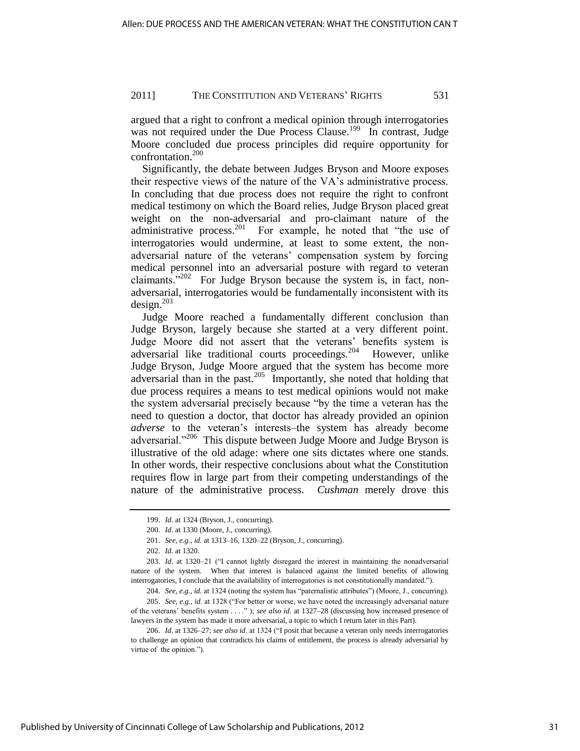argued that a right to confront a medical opinion through interrogatories was not required under the Due Process Clause.[199] In contrast, Judge Moore concluded due process principles did require opportunity for confrontation.[200]

Significantly, the debate between Judges Bryson and Moore exposes their respective views of the nature of the VA's administrative process. In concluding that due process does not require the right to confront medical testimony on which the Board relies, Judge Bryson placed great weight on the non-adversarial and pro-claimant nature of the administrative process.[201] For example, he noted that "the use of interrogatories would undermine, at least to some extent, the non-adversarial nature of the veterans' compensation system by forcing medical personnel into an adversarial posture with regard to veteran claimants."[202] For Judge Bryson because the system is, in fact, non-adversarial, interrogatories would be fundamentally inconsistent with its design.[203]

Judge Moore reached a fundamentally different conclusion than Judge Bryson, largely because she started at a very different point. Judge Moore did not assert that the veterans' benefits system is adversarial like traditional courts proceedings.[204] However, unlike Judge Bryson, Judge Moore argued that the system has become more adversarial than in the past.[205] Importantly, she noted that holding that due process requires a means to test medical opinions would not make the system adversarial precisely because "by the time a veteran has the need to question a doctor, that doctor has already provided an opinion *adverse* to the veteran's interests–the system has already become adversarial."[206] This dispute between Judge Moore and Judge Bryson is illustrative of the old adage: where one sits dictates where one stands. In other words, their respective conclusions about what the Constitution requires flow in large part from their competing understandings of the nature of the administrative process. *Cushman* merely drove this

---

199. *Id*. at 1324 (Bryson, J., concurring).

200. *Id*. at 1330 (Moore, J., concurring).

201. *See, e.g.*, *id*. at 1313–16, 1320–22 (Bryson, J., concurring).

202. *Id*. at 1320.

203. *Id*. at 1320–21 ("I cannot lightly disregard the interest in maintaining the nonadversarial nature of the system. When that interest is balanced against the limited benefits of allowing interrogatories, I conclude that the availability of interrogatories is not constitutionally mandated.").

204. *See, e.g.*, *id*. at 1324 (noting the system has "paternalistic attributes") (Moore, J., concurring).

205. *See, e.g.*, *id*. at 1328 ("For better or worse, we have noted the increasingly adversarial nature of the veterans' benefits system . . . ." ); *see also id*. at 1327–28 (discussing how increased presence of lawyers in the system has made it more adversarial, a topic to which I return later in this Part).

206. *Id*. at 1326–27; *see also id*. at 1324 ("I posit that because a veteran only needs interrogatories to challenge an opinion that contradicts his claims of entitlement, the process is already adversarial by virtue of the opinion.").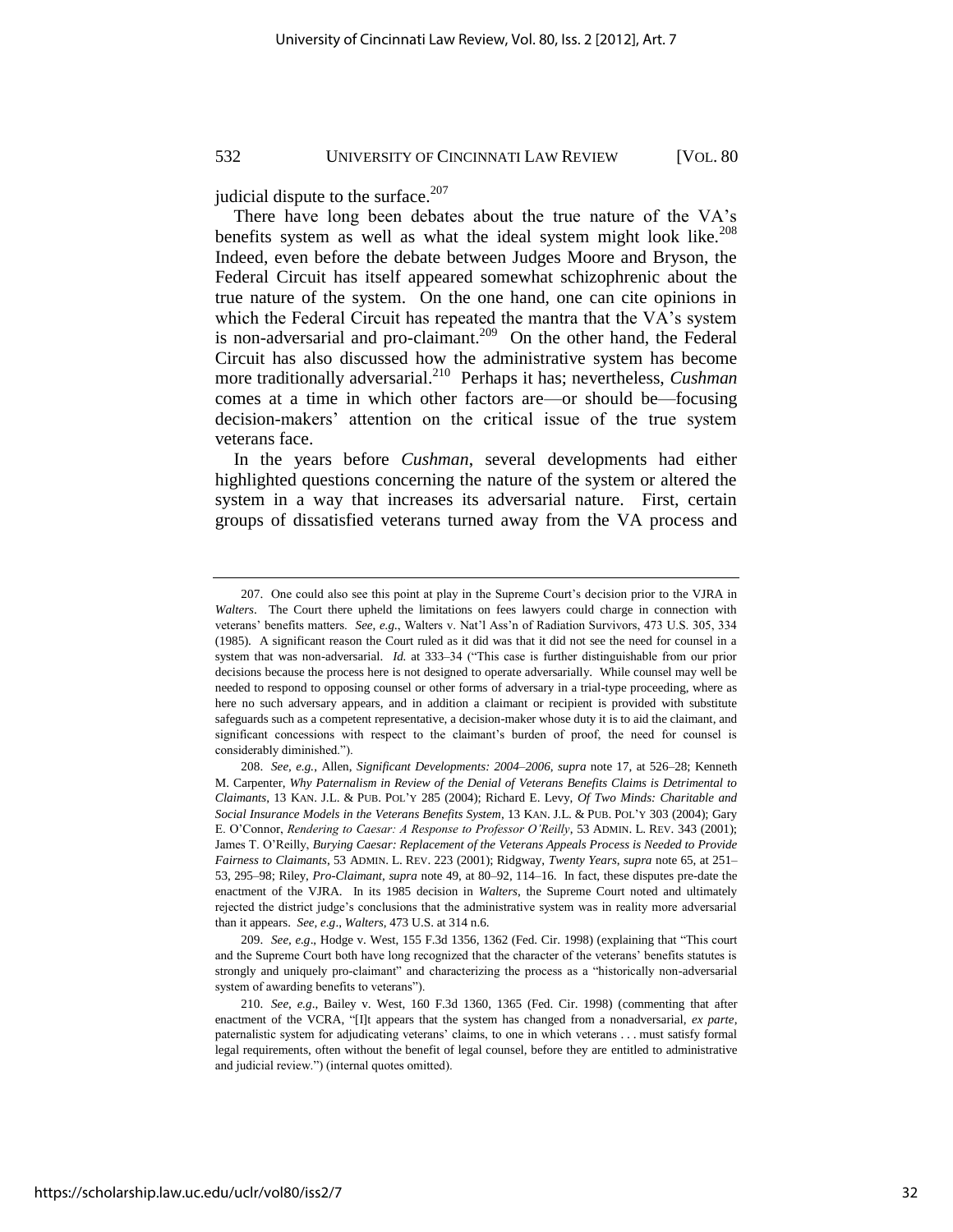judicial dispute to the surface.[207]

There have long been debates about the true nature of the VA's benefits system as well as what the ideal system might look like.[208] Indeed, even before the debate between Judges Moore and Bryson, the Federal Circuit has itself appeared somewhat schizophrenic about the true nature of the system. On the one hand, one can cite opinions in which the Federal Circuit has repeated the mantra that the VA's system is non-adversarial and pro-claimant.[209] On the other hand, the Federal Circuit has also discussed how the administrative system has become more traditionally adversarial.[210] Perhaps it has; nevertheless, *Cushman* comes at a time in which other factors are—or should be—focusing decision-makers' attention on the critical issue of the true system veterans face.

In the years before *Cushman*, several developments had either highlighted questions concerning the nature of the system or altered the system in a way that increases its adversarial nature. First, certain groups of dissatisfied veterans turned away from the VA process and

---

207. One could also see this point at play in the Supreme Court's decision prior to the VJRA in *Walters*. The Court there upheld the limitations on fees lawyers could charge in connection with veterans' benefits matters. *See, e.g.*, Walters v. Nat'l Ass'n of Radiation Survivors, 473 U.S. 305, 334 (1985). A significant reason the Court ruled as it did was that it did not see the need for counsel in a system that was non-adversarial. *Id.* at 333–34 ("This case is further distinguishable from our prior decisions because the process here is not designed to operate adversarially. While counsel may well be needed to respond to opposing counsel or other forms of adversary in a trial-type proceeding, where as here no such adversary appears, and in addition a claimant or recipient is provided with substitute safeguards such as a competent representative, a decision-maker whose duty it is to aid the claimant, and significant concessions with respect to the claimant's burden of proof, the need for counsel is considerably diminished.").

208. *See, e.g.*, Allen, *Significant Developments: 2004–2006*, *supra* note 17, at 526–28; Kenneth M. Carpenter, *Why Paternalism in Review of the Denial of Veterans Benefits Claims is Detrimental to Claimants*, 13 KAN. J.L. & PUB. POL'Y 285 (2004); Richard E. Levy, *Of Two Minds: Charitable and Social Insurance Models in the Veterans Benefits System*, 13 KAN. J.L. & PUB. POL'Y 303 (2004); Gary E. O'Connor, *Rendering to Caesar: A Response to Professor O'Reilly*, 53 ADMIN. L. REV. 343 (2001); James T. O'Reilly, *Burying Caesar: Replacement of the Veterans Appeals Process is Needed to Provide Fairness to Claimants*, 53 ADMIN. L. REV. 223 (2001); Ridgway, *Twenty Years*, *supra* note 65, at 251–53, 295–98; Riley, *Pro-Claimant*, *supra* note 49, at 80–92, 114–16. In fact, these disputes pre-date the enactment of the VJRA. In its 1985 decision in *Walters*, the Supreme Court noted and ultimately rejected the district judge's conclusions that the administrative system was in reality more adversarial than it appears. *See, e.g*., *Walters*, 473 U.S. at 314 n.6.

209. *See, e.g*., Hodge v. West, 155 F.3d 1356, 1362 (Fed. Cir. 1998) (explaining that "This court and the Supreme Court both have long recognized that the character of the veterans' benefits statutes is strongly and uniquely pro-claimant" and characterizing the process as a "historically non-adversarial system of awarding benefits to veterans").

210. *See, e.g*., Bailey v. West, 160 F.3d 1360, 1365 (Fed. Cir. 1998) (commenting that after enactment of the VCRA, "[I]t appears that the system has changed from a nonadversarial, *ex parte*, paternalistic system for adjudicating veterans' claims, to one in which veterans . . . must satisfy formal legal requirements, often without the benefit of legal counsel, before they are entitled to administrative and judicial review.") (internal quotes omitted).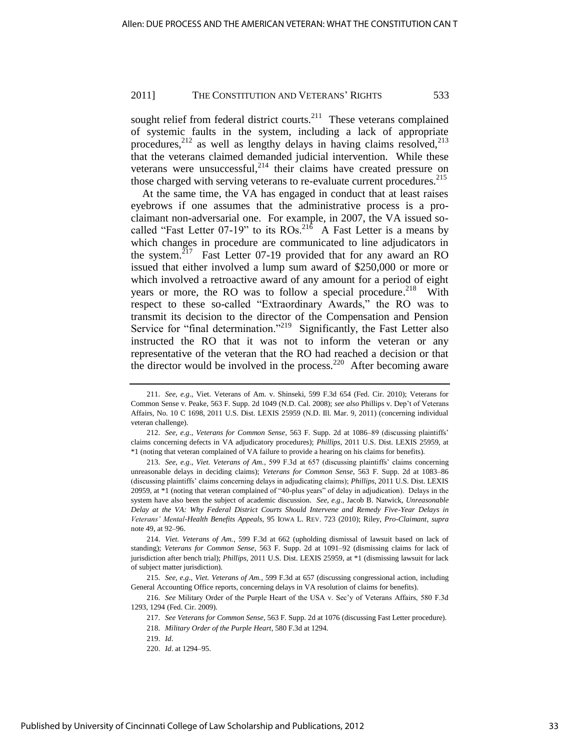sought relief from federal district courts.[211] These veterans complained of systemic faults in the system, including a lack of appropriate procedures,[212] as well as lengthy delays in having claims resolved,[213] that the veterans claimed demanded judicial intervention. While these veterans were unsuccessful,[214] their claims have created pressure on those charged with serving veterans to re-evaluate current procedures.[215]

At the same time, the VA has engaged in conduct that at least raises eyebrows if one assumes that the administrative process is a pro-claimant non-adversarial one. For example, in 2007, the VA issued so-called "Fast Letter 07-19" to its ROs.[216] A Fast Letter is a means by which changes in procedure are communicated to line adjudicators in the system.[217] Fast Letter 07-19 provided that for any award an RO issued that either involved a lump sum award of $250,000 or more or which involved a retroactive award of any amount for a period of eight years or more, the RO was to follow a special procedure.[218] With respect to these so-called "Extraordinary Awards," the RO was to transmit its decision to the director of the Compensation and Pension Service for "final determination."[219] Significantly, the Fast Letter also instructed the RO that it was not to inform the veteran or any representative of the veteran that the RO had reached a decision or that the director would be involved in the process.[220] After becoming aware

---

211. *See, e.g.*, Viet. Veterans of Am. v. Shinseki, 599 F.3d 654 (Fed. Cir. 2010); Veterans for Common Sense v. Peake, 563 F. Supp. 2d 1049 (N.D. Cal. 2008); *see also* Phillips v. Dep't of Veterans Affairs, No. 10 C 1698, 2011 U.S. Dist. LEXIS 25959 (N.D. Ill. Mar. 9, 2011) (concerning individual veteran challenge).

212. *See, e.g.*, *Veterans for Common Sense*, 563 F. Supp. 2d at 1086–89 (discussing plaintiffs' claims concerning defects in VA adjudicatory procedures); *Phillips*, 2011 U.S. Dist. LEXIS 25959, at *1 (noting that veteran complained of VA failure to provide a hearing on his claims for benefits).

213. *See, e.g.*, *Viet. Veterans of Am.*, 599 F.3d at 657 (discussing plaintiffs' claims concerning unreasonable delays in deciding claims); *Veterans for Common Sense*, 563 F. Supp. 2d at 1083–86 (discussing plaintiffs' claims concerning delays in adjudicating claims); *Phillips*, 2011 U.S. Dist. LEXIS 20959, at *1 (noting that veteran complained of "40-plus years" of delay in adjudication). Delays in the system have also been the subject of academic discussion. *See, e.g.*, Jacob B. Natwick, *Unreasonable Delay at the VA: Why Federal District Courts Should Intervene and Remedy Five-Year Delays in Veterans' Mental-Health Benefits Appeals*, 95 IOWA L. REV. 723 (2010); Riley, *Pro-Claimant*, *supra* note 49, at 92–96.

214. *Viet. Veterans of Am.*, 599 F.3d at 662 (upholding dismissal of lawsuit based on lack of standing); *Veterans for Common Sense*, 563 F. Supp. 2d at 1091–92 (dismissing claims for lack of jurisdiction after bench trial); *Phillips*, 2011 U.S. Dist. LEXIS 25959, at *1 (dismissing lawsuit for lack of subject matter jurisdiction).

215. *See, e.g.*, *Viet. Veterans of Am.*, 599 F.3d at 657 (discussing congressional action, including General Accounting Office reports, concerning delays in VA resolution of claims for benefits).

216. *See* Military Order of the Purple Heart of the USA v. Sec'y of Veterans Affairs, 580 F.3d 1293, 1294 (Fed. Cir. 2009).

217. *See Veterans for Common Sense*, 563 F. Supp. 2d at 1076 (discussing Fast Letter procedure).

218. *Military Order of the Purple Heart*, 580 F.3d at 1294.

219. *Id*.

220. *Id*. at 1294–95.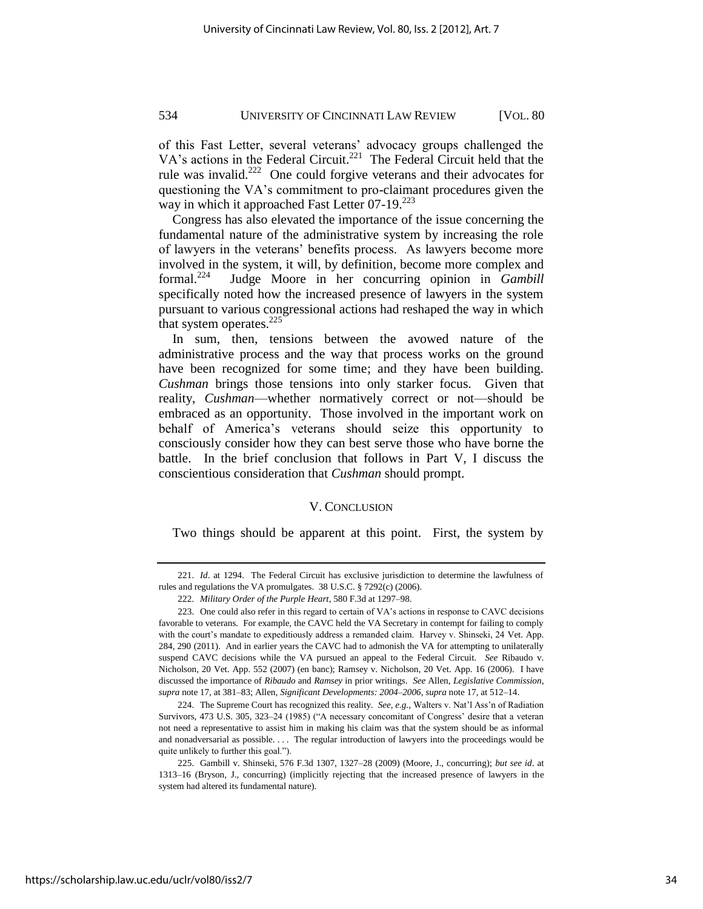of this Fast Letter, several veterans' advocacy groups challenged the VA's actions in the Federal Circuit.[221] The Federal Circuit held that the rule was invalid.[222] One could forgive veterans and their advocates for questioning the VA's commitment to pro-claimant procedures given the way in which it approached Fast Letter 07-19.[223]

Congress has also elevated the importance of the issue concerning the fundamental nature of the administrative system by increasing the role of lawyers in the veterans' benefits process. As lawyers become more involved in the system, it will, by definition, become more complex and formal.[224] Judge Moore in her concurring opinion in *Gambill* specifically noted how the increased presence of lawyers in the system pursuant to various congressional actions had reshaped the way in which that system operates.[225]

In sum, then, tensions between the avowed nature of the administrative process and the way that process works on the ground have been recognized for some time; and they have been building. *Cushman* brings those tensions into only starker focus. Given that reality, *Cushman*—whether normatively correct or not—should be embraced as an opportunity. Those involved in the important work on behalf of America's veterans should seize this opportunity to consciously consider how they can best serve those who have borne the battle. In the brief conclusion that follows in Part V, I discuss the conscientious consideration that *Cushman* should prompt.

## V. CONCLUSION

Two things should be apparent at this point. First, the system by

---

221. *Id*. at 1294. The Federal Circuit has exclusive jurisdiction to determine the lawfulness of rules and regulations the VA promulgates. 38 U.S.C. § 7292(c) (2006).

222. *Military Order of the Purple Heart*, 580 F.3d at 1297–98.

223. One could also refer in this regard to certain of VA's actions in response to CAVC decisions favorable to veterans. For example, the CAVC held the VA Secretary in contempt for failing to comply with the court's mandate to expeditiously address a remanded claim. Harvey v. Shinseki, 24 Vet. App. 284, 290 (2011). And in earlier years the CAVC had to admonish the VA for attempting to unilaterally suspend CAVC decisions while the VA pursued an appeal to the Federal Circuit. *See* Ribaudo v. Nicholson, 20 Vet. App. 552 (2007) (en banc); Ramsey v. Nicholson, 20 Vet. App. 16 (2006). I have discussed the importance of *Ribaudo* and *Ramsey* in prior writings. *See* Allen, *Legislative Commission*, *supra* note 17, at 381–83; Allen, *Significant Developments: 2004–2006*, *supra* note 17, at 512–14.

224. The Supreme Court has recognized this reality. *See, e.g.*, Walters v. Nat'l Ass'n of Radiation Survivors, 473 U.S. 305, 323–24 (1985) ("A necessary concomitant of Congress' desire that a veteran not need a representative to assist him in making his claim was that the system should be as informal and nonadversarial as possible. . . . The regular introduction of lawyers into the proceedings would be quite unlikely to further this goal.").

225. Gambill v. Shinseki, 576 F.3d 1307, 1327–28 (2009) (Moore, J., concurring); *but see id*. at 1313–16 (Bryson, J., concurring) (implicitly rejecting that the increased presence of lawyers in the system had altered its fundamental nature).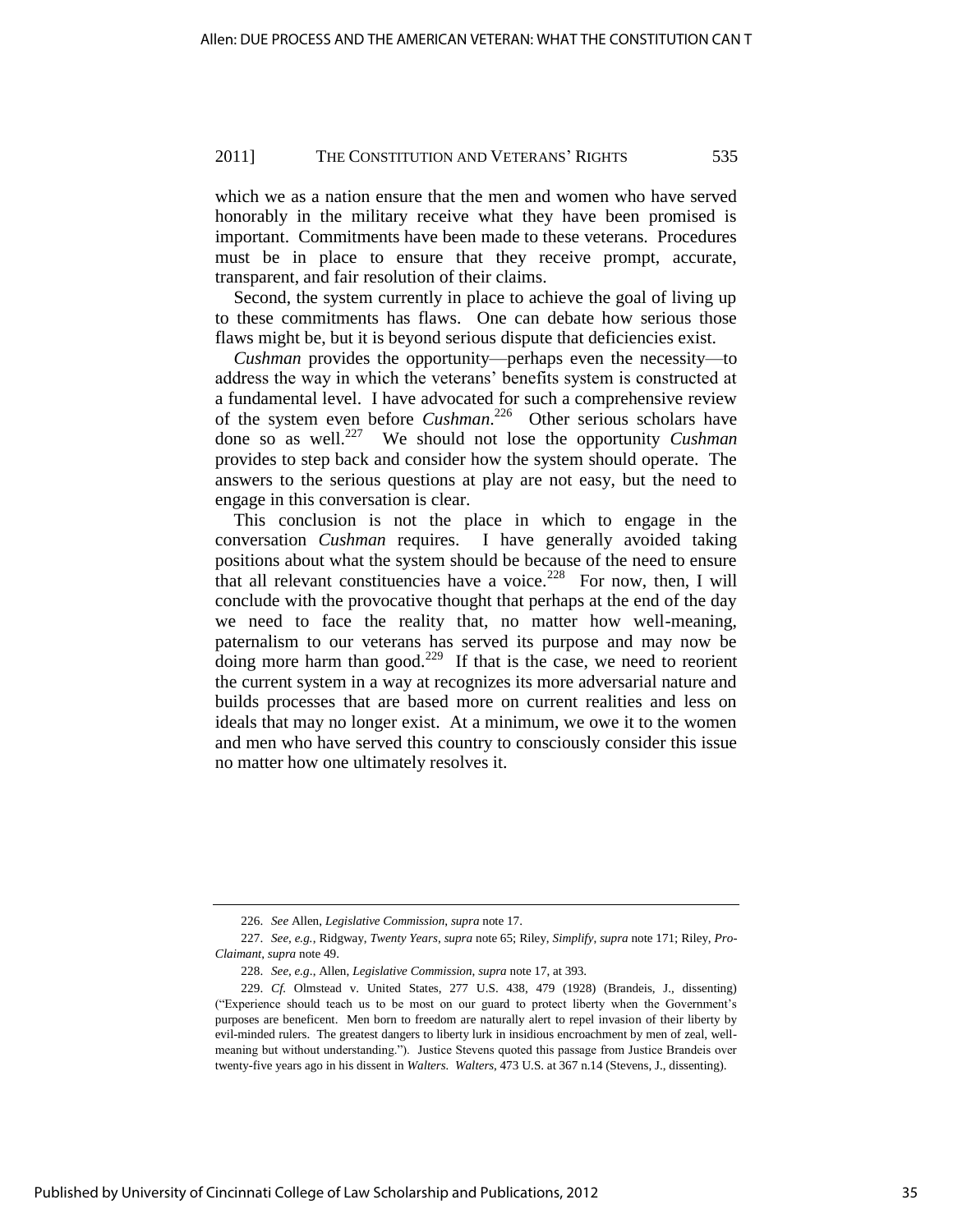which we as a nation ensure that the men and women who have served honorably in the military receive what they have been promised is important. Commitments have been made to these veterans. Procedures must be in place to ensure that they receive prompt, accurate, transparent, and fair resolution of their claims.

Second, the system currently in place to achieve the goal of living up to these commitments has flaws. One can debate how serious those flaws might be, but it is beyond serious dispute that deficiencies exist.

*Cushman* provides the opportunity—perhaps even the necessity—to address the way in which the veterans' benefits system is constructed at a fundamental level. I have advocated for such a comprehensive review of the system even before *Cushman*.[226] Other serious scholars have done so as well.[227] We should not lose the opportunity *Cushman* provides to step back and consider how the system should operate. The answers to the serious questions at play are not easy, but the need to engage in this conversation is clear.

This conclusion is not the place in which to engage in the conversation *Cushman* requires. I have generally avoided taking positions about what the system should be because of the need to ensure that all relevant constituencies have a voice.[228] For now, then, I will conclude with the provocative thought that perhaps at the end of the day we need to face the reality that, no matter how well-meaning, paternalism to our veterans has served its purpose and may now be doing more harm than good.[229] If that is the case, we need to reorient the current system in a way at recognizes its more adversarial nature and builds processes that are based more on current realities and less on ideals that may no longer exist. At a minimum, we owe it to the women and men who have served this country to consciously consider this issue no matter how one ultimately resolves it.

---

226. *See* Allen, *Legislative Commission*, *supra* note 17.

227. *See, e.g.*, Ridgway, *Twenty Years*, *supra* note 65; Riley, *Simplify*, *supra* note 171; Riley, *Pro-Claimant*, *supra* note 49.

228. *See, e.g.*, Allen, *Legislative Commission*, *supra* note 17, at 393.

229. *Cf.* Olmstead v. United States, 277 U.S. 438, 479 (1928) (Brandeis, J., dissenting) ("Experience should teach us to be most on our guard to protect liberty when the Government's purposes are beneficent. Men born to freedom are naturally alert to repel invasion of their liberty by evil-minded rulers. The greatest dangers to liberty lurk in insidious encroachment by men of zeal, well-meaning but without understanding."). Justice Stevens quoted this passage from Justice Brandeis over twenty-five years ago in his dissent in *Walters*. *Walters*, 473 U.S. at 367 n.14 (Stevens, J., dissenting).